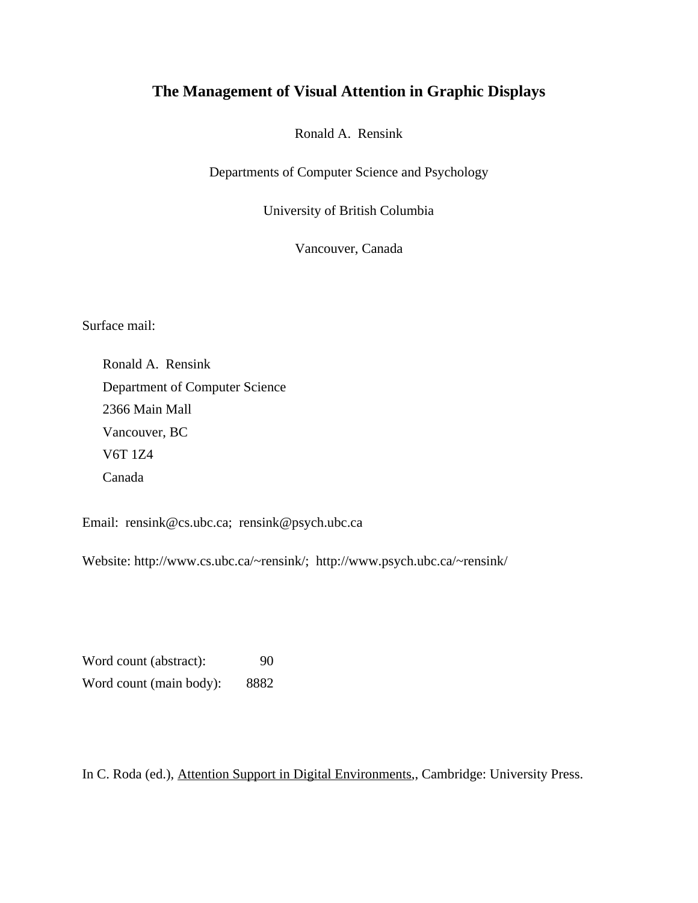# The Management of Visual Attention in Graphic Displays

Ronald A. Rensink

Departments of Computer Science and Psychology

University of British Columbia

Vancouver, Canada

Surface mail:

Ronald A. Rensink  
Department of Computer Science  
2366 Main Mall  
Vancouver, BC  
V6T 1Z4  
Canada

Email: rensink@cs.ubc.ca; rensink@psych.ubc.ca

Website: http://www.cs.ubc.ca/~rensink/; http://www.psych.ubc.ca/~rensink/

Word count (abstract): 90  
Word count (main body): 8882

In C. Roda (ed.), Attention Support in Digital Environments,, Cambridge: University Press.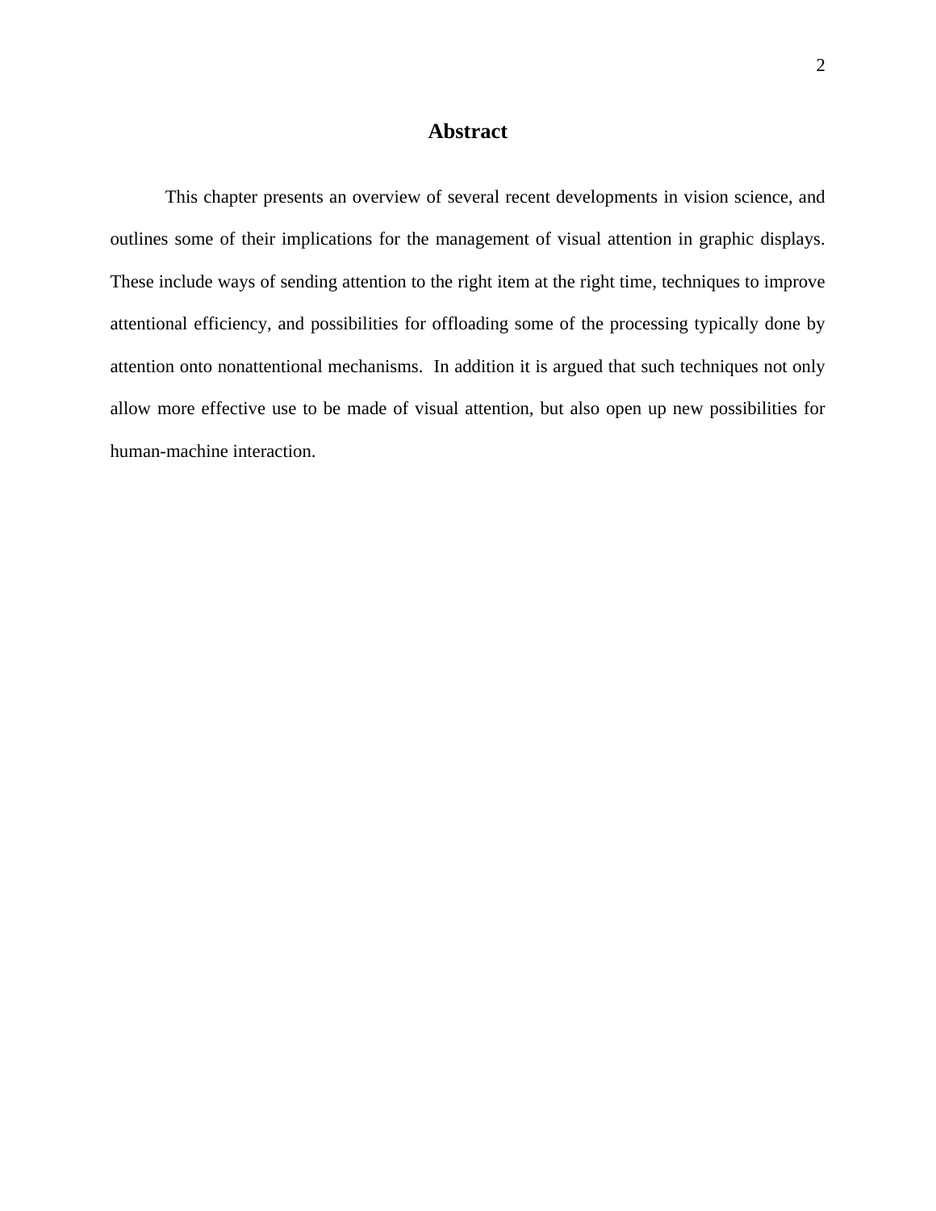## Abstract

This chapter presents an overview of several recent developments in vision science, and outlines some of their implications for the management of visual attention in graphic displays. These include ways of sending attention to the right item at the right time, techniques to improve attentional efficiency, and possibilities for offloading some of the processing typically done by attention onto nonattentional mechanisms. In addition it is argued that such techniques not only allow more effective use to be made of visual attention, but also open up new possibilities for human-machine interaction.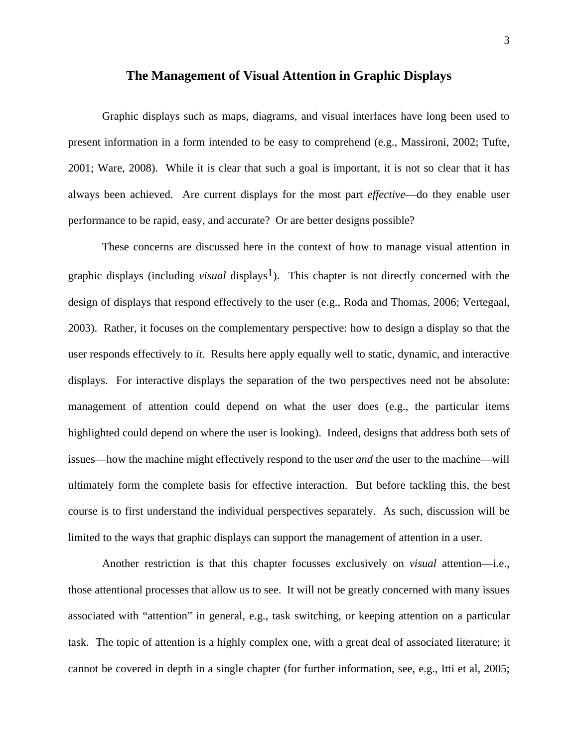# The Management of Visual Attention in Graphic Displays

Graphic displays such as maps, diagrams, and visual interfaces have long been used to present information in a form intended to be easy to comprehend (e.g., Massironi, 2002; Tufte, 2001; Ware, 2008). While it is clear that such a goal is important, it is not so clear that it has always been achieved. Are current displays for the most part *effective*—do they enable user performance to be rapid, easy, and accurate? Or are better designs possible?

These concerns are discussed here in the context of how to manage visual attention in graphic displays (including *visual* displays[1]). This chapter is not directly concerned with the design of displays that respond effectively to the user (e.g., Roda and Thomas, 2006; Vertegaal, 2003). Rather, it focuses on the complementary perspective: how to design a display so that the user responds effectively to *it*. Results here apply equally well to static, dynamic, and interactive displays. For interactive displays the separation of the two perspectives need not be absolute: management of attention could depend on what the user does (e.g., the particular items highlighted could depend on where the user is looking). Indeed, designs that address both sets of issues—how the machine might effectively respond to the user *and* the user to the machine—will ultimately form the complete basis for effective interaction. But before tackling this, the best course is to first understand the individual perspectives separately. As such, discussion will be limited to the ways that graphic displays can support the management of attention in a user.

Another restriction is that this chapter focusses exclusively on *visual* attention—i.e., those attentional processes that allow us to see. It will not be greatly concerned with many issues associated with "attention" in general, e.g., task switching, or keeping attention on a particular task. The topic of attention is a highly complex one, with a great deal of associated literature; it cannot be covered in depth in a single chapter (for further information, see, e.g., Itti et al, 2005;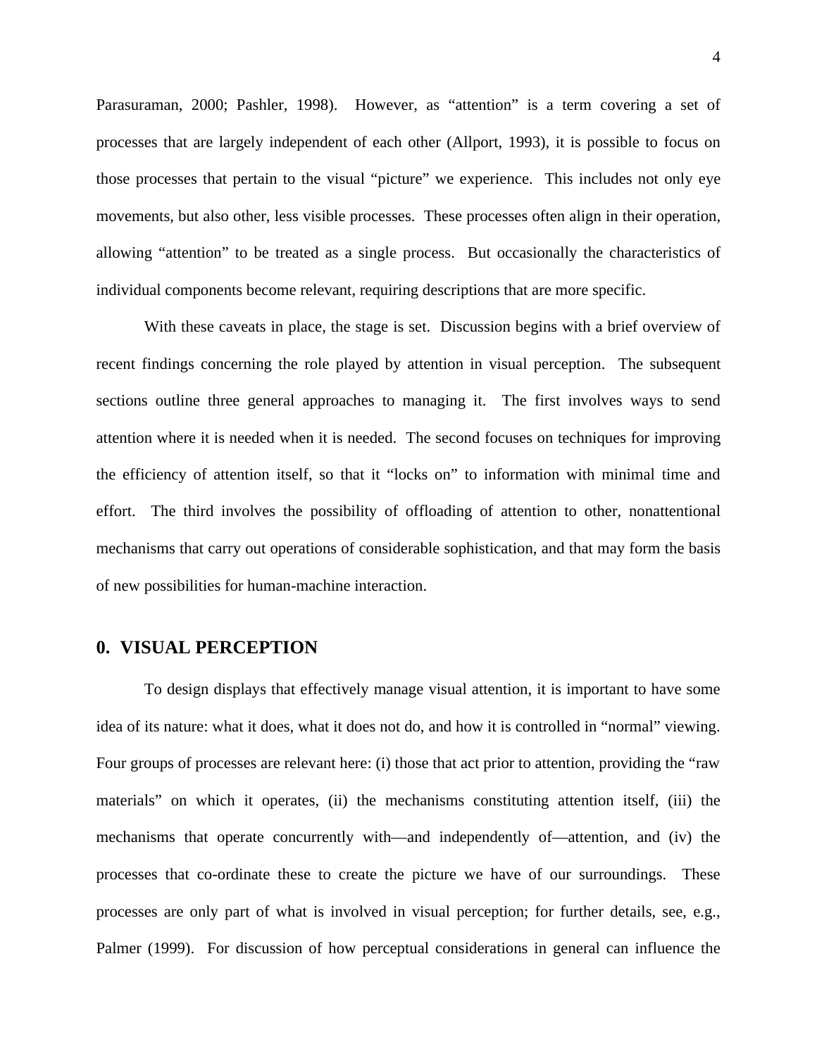Parasuraman, 2000; Pashler, 1998). However, as "attention" is a term covering a set of processes that are largely independent of each other (Allport, 1993), it is possible to focus on those processes that pertain to the visual "picture" we experience. This includes not only eye movements, but also other, less visible processes. These processes often align in their operation, allowing "attention" to be treated as a single process. But occasionally the characteristics of individual components become relevant, requiring descriptions that are more specific.

With these caveats in place, the stage is set. Discussion begins with a brief overview of recent findings concerning the role played by attention in visual perception. The subsequent sections outline three general approaches to managing it. The first involves ways to send attention where it is needed when it is needed. The second focuses on techniques for improving the efficiency of attention itself, so that it "locks on" to information with minimal time and effort. The third involves the possibility of offloading of attention to other, nonattentional mechanisms that carry out operations of considerable sophistication, and that may form the basis of new possibilities for human-machine interaction.

## 0. VISUAL PERCEPTION

To design displays that effectively manage visual attention, it is important to have some idea of its nature: what it does, what it does not do, and how it is controlled in "normal" viewing. Four groups of processes are relevant here: (i) those that act prior to attention, providing the "raw materials" on which it operates, (ii) the mechanisms constituting attention itself, (iii) the mechanisms that operate concurrently with—and independently of—attention, and (iv) the processes that co-ordinate these to create the picture we have of our surroundings. These processes are only part of what is involved in visual perception; for further details, see, e.g., Palmer (1999). For discussion of how perceptual considerations in general can influence the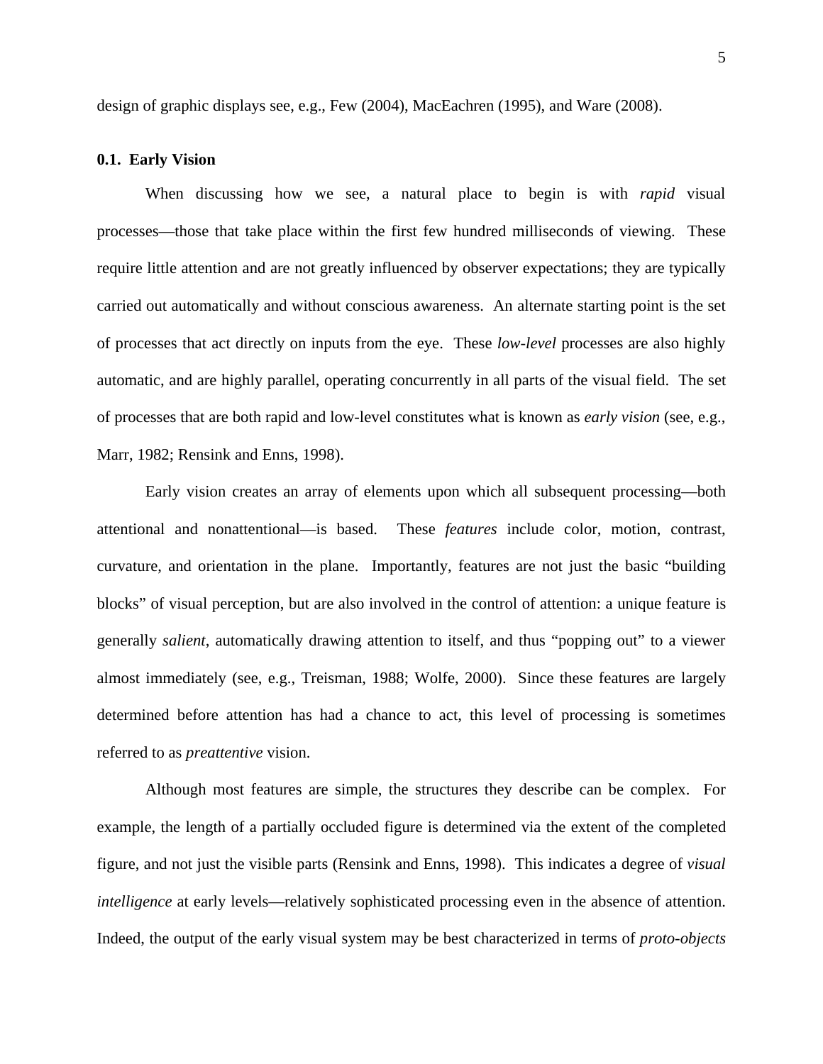design of graphic displays see, e.g., Few (2004), MacEachren (1995), and Ware (2008).

### 0.1. Early Vision

When discussing how we see, a natural place to begin is with *rapid* visual processes—those that take place within the first few hundred milliseconds of viewing. These require little attention and are not greatly influenced by observer expectations; they are typically carried out automatically and without conscious awareness. An alternate starting point is the set of processes that act directly on inputs from the eye. These *low-level* processes are also highly automatic, and are highly parallel, operating concurrently in all parts of the visual field. The set of processes that are both rapid and low-level constitutes what is known as *early vision* (see, e.g., Marr, 1982; Rensink and Enns, 1998).

Early vision creates an array of elements upon which all subsequent processing—both attentional and nonattentional—is based. These *features* include color, motion, contrast, curvature, and orientation in the plane. Importantly, features are not just the basic "building blocks" of visual perception, but are also involved in the control of attention: a unique feature is generally *salient*, automatically drawing attention to itself, and thus "popping out" to a viewer almost immediately (see, e.g., Treisman, 1988; Wolfe, 2000). Since these features are largely determined before attention has had a chance to act, this level of processing is sometimes referred to as *preattentive* vision.

Although most features are simple, the structures they describe can be complex. For example, the length of a partially occluded figure is determined via the extent of the completed figure, and not just the visible parts (Rensink and Enns, 1998). This indicates a degree of *visual intelligence* at early levels—relatively sophisticated processing even in the absence of attention. Indeed, the output of the early visual system may be best characterized in terms of *proto-objects*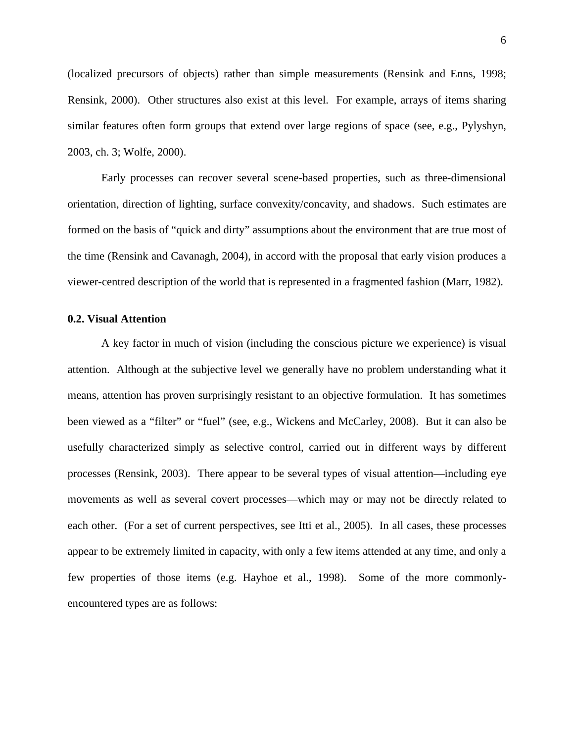(localized precursors of objects) rather than simple measurements (Rensink and Enns, 1998; Rensink, 2000). Other structures also exist at this level. For example, arrays of items sharing similar features often form groups that extend over large regions of space (see, e.g., Pylyshyn, 2003, ch. 3; Wolfe, 2000).

Early processes can recover several scene-based properties, such as three-dimensional orientation, direction of lighting, surface convexity/concavity, and shadows. Such estimates are formed on the basis of "quick and dirty" assumptions about the environment that are true most of the time (Rensink and Cavanagh, 2004), in accord with the proposal that early vision produces a viewer-centred description of the world that is represented in a fragmented fashion (Marr, 1982).

### 0.2. Visual Attention

A key factor in much of vision (including the conscious picture we experience) is visual attention. Although at the subjective level we generally have no problem understanding what it means, attention has proven surprisingly resistant to an objective formulation. It has sometimes been viewed as a "filter" or "fuel" (see, e.g., Wickens and McCarley, 2008). But it can also be usefully characterized simply as selective control, carried out in different ways by different processes (Rensink, 2003). There appear to be several types of visual attention—including eye movements as well as several covert processes—which may or may not be directly related to each other. (For a set of current perspectives, see Itti et al., 2005). In all cases, these processes appear to be extremely limited in capacity, with only a few items attended at any time, and only a few properties of those items (e.g. Hayhoe et al., 1998). Some of the more commonly-encountered types are as follows: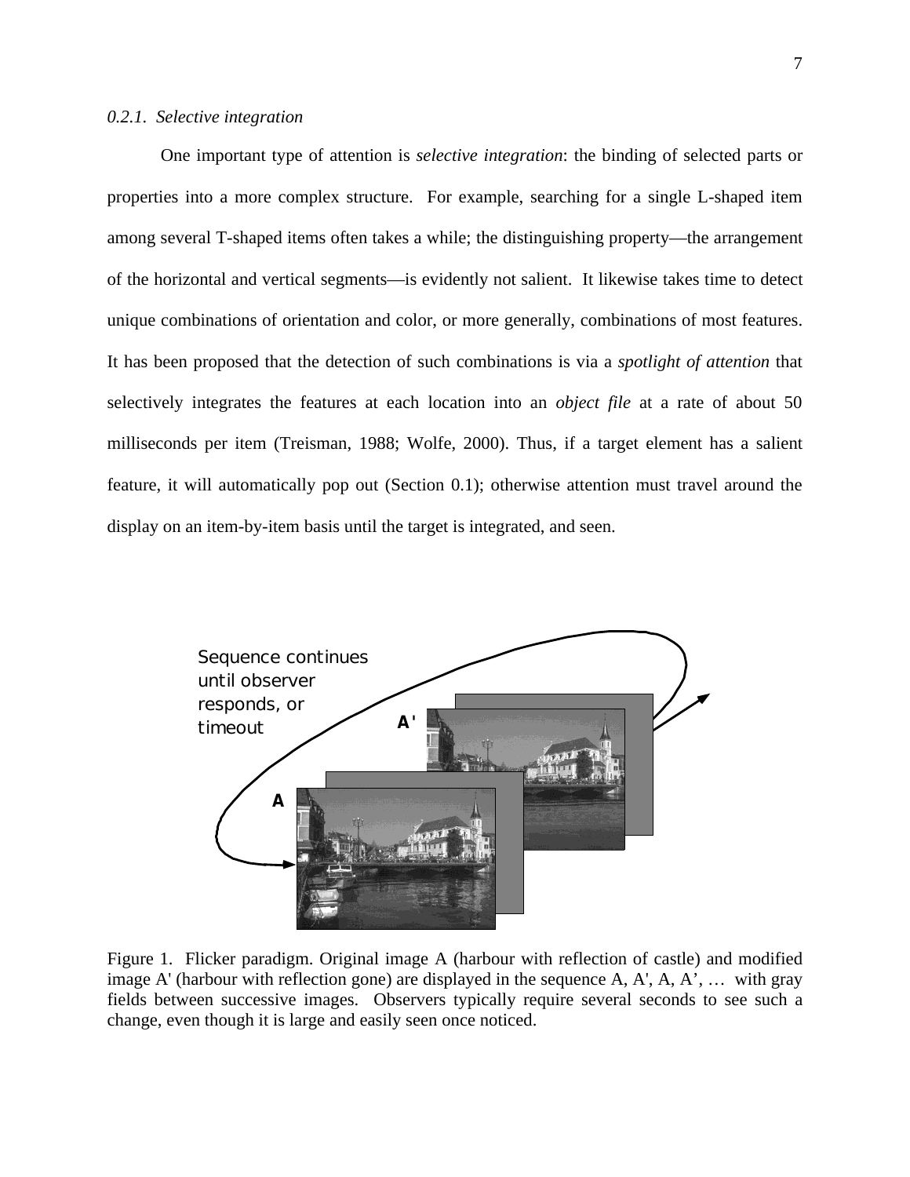### *0.2.1. Selective integration*

One important type of attention is *selective integration*: the binding of selected parts or properties into a more complex structure. For example, searching for a single L-shaped item among several T-shaped items often takes a while; the distinguishing property—the arrangement of the horizontal and vertical segments—is evidently not salient. It likewise takes time to detect unique combinations of orientation and color, or more generally, combinations of most features. It has been proposed that the detection of such combinations is via a *spotlight of attention* that selectively integrates the features at each location into an *object file* at a rate of about 50 milliseconds per item (Treisman, 1988; Wolfe, 2000). Thus, if a target element has a salient feature, it will automatically pop out (Section 0.1); otherwise attention must travel around the display on an item-by-item basis until the target is integrated, and seen.

Figure 1. Flicker paradigm. Original image A (harbour with reflection of castle) and modified image A' (harbour with reflection gone) are displayed in the sequence A, A', A, A', … with gray fields between successive images. Observers typically require several seconds to see such a change, even though it is large and easily seen once noticed.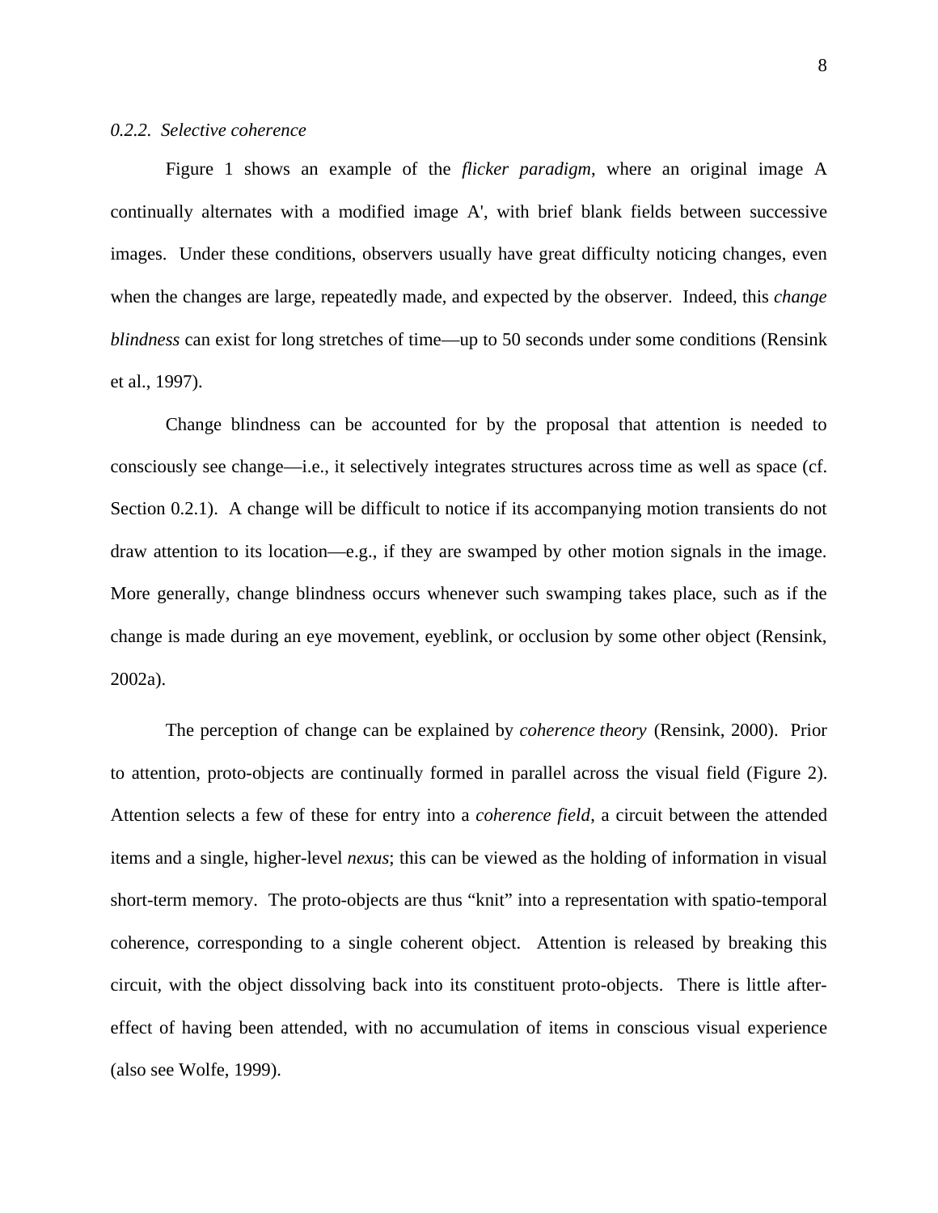### *0.2.2. Selective coherence*

Figure 1 shows an example of the *flicker paradigm*, where an original image A continually alternates with a modified image A', with brief blank fields between successive images. Under these conditions, observers usually have great difficulty noticing changes, even when the changes are large, repeatedly made, and expected by the observer. Indeed, this *change blindness* can exist for long stretches of time—up to 50 seconds under some conditions (Rensink et al., 1997).

Change blindness can be accounted for by the proposal that attention is needed to consciously see change—i.e., it selectively integrates structures across time as well as space (cf. Section 0.2.1). A change will be difficult to notice if its accompanying motion transients do not draw attention to its location—e.g., if they are swamped by other motion signals in the image. More generally, change blindness occurs whenever such swamping takes place, such as if the change is made during an eye movement, eyeblink, or occlusion by some other object (Rensink, 2002a).

The perception of change can be explained by *coherence theory* (Rensink, 2000). Prior to attention, proto-objects are continually formed in parallel across the visual field (Figure 2). Attention selects a few of these for entry into a *coherence field*, a circuit between the attended items and a single, higher-level *nexus*; this can be viewed as the holding of information in visual short-term memory. The proto-objects are thus "knit" into a representation with spatio-temporal coherence, corresponding to a single coherent object. Attention is released by breaking this circuit, with the object dissolving back into its constituent proto-objects. There is little after-effect of having been attended, with no accumulation of items in conscious visual experience (also see Wolfe, 1999).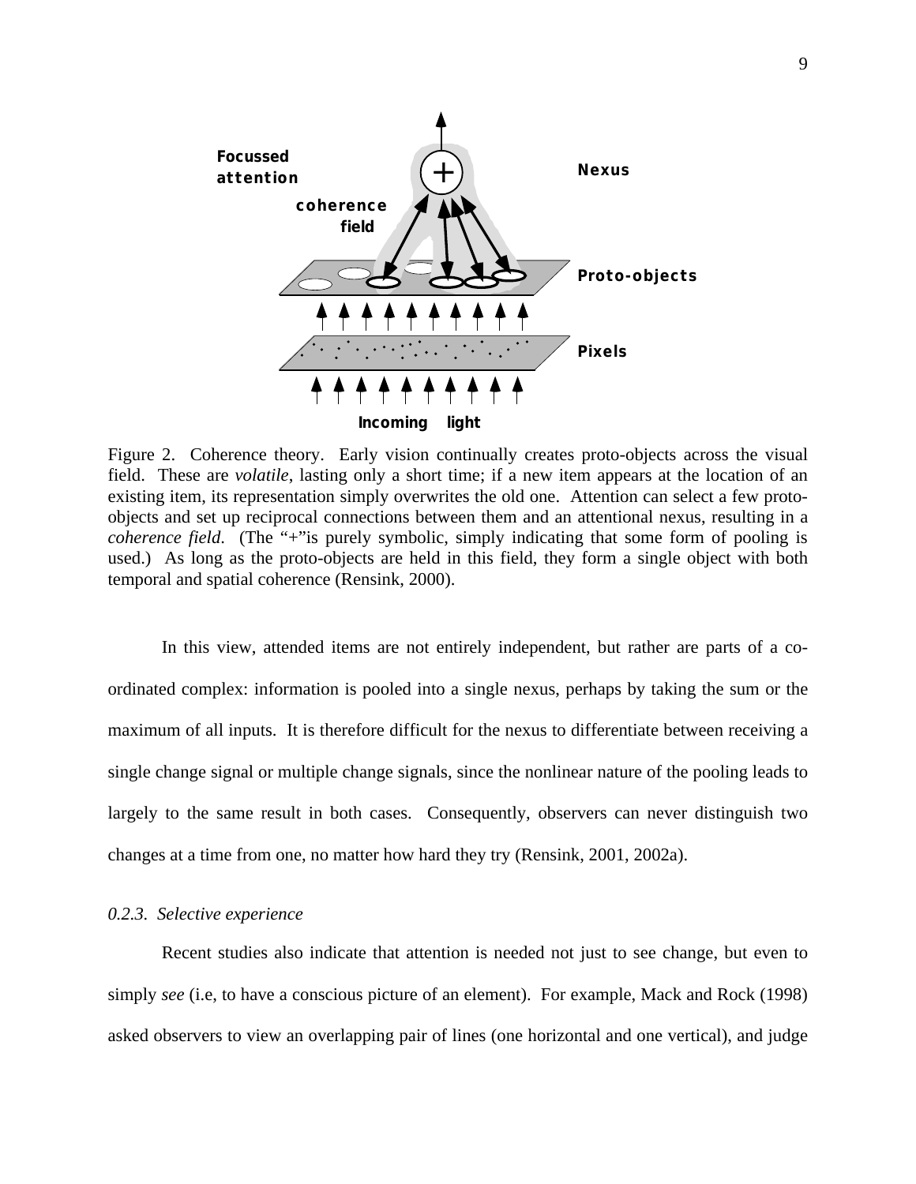Figure 2. Coherence theory. Early vision continually creates proto-objects across the visual field. These are *volatile*, lasting only a short time; if a new item appears at the location of an existing item, its representation simply overwrites the old one. Attention can select a few proto-objects and set up reciprocal connections between them and an attentional nexus, resulting in a *coherence field*. (The "+"is purely symbolic, simply indicating that some form of pooling is used.) As long as the proto-objects are held in this field, they form a single object with both temporal and spatial coherence (Rensink, 2000).

In this view, attended items are not entirely independent, but rather are parts of a co-ordinated complex: information is pooled into a single nexus, perhaps by taking the sum or the maximum of all inputs. It is therefore difficult for the nexus to differentiate between receiving a single change signal or multiple change signals, since the nonlinear nature of the pooling leads to largely to the same result in both cases. Consequently, observers can never distinguish two changes at a time from one, no matter how hard they try (Rensink, 2001, 2002a).

### *0.2.3. Selective experience*

Recent studies also indicate that attention is needed not just to see change, but even to simply *see* (i.e, to have a conscious picture of an element). For example, Mack and Rock (1998) asked observers to view an overlapping pair of lines (one horizontal and one vertical), and judge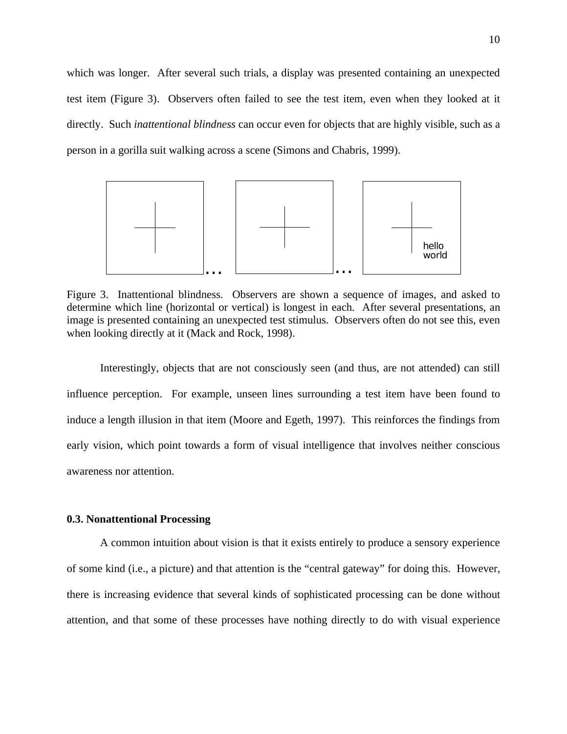which was longer. After several such trials, a display was presented containing an unexpected test item (Figure 3). Observers often failed to see the test item, even when they looked at it directly. Such *inattentional blindness* can occur even for objects that are highly visible, such as a person in a gorilla suit walking across a scene (Simons and Chabris, 1999).

Figure 3. Inattentional blindness. Observers are shown a sequence of images, and asked to determine which line (horizontal or vertical) is longest in each. After several presentations, an image is presented containing an unexpected test stimulus. Observers often do not see this, even when looking directly at it (Mack and Rock, 1998).

Interestingly, objects that are not consciously seen (and thus, are not attended) can still influence perception. For example, unseen lines surrounding a test item have been found to induce a length illusion in that item (Moore and Egeth, 1997). This reinforces the findings from early vision, which point towards a form of visual intelligence that involves neither conscious awareness nor attention.

### 0.3. Nonattentional Processing

A common intuition about vision is that it exists entirely to produce a sensory experience of some kind (i.e., a picture) and that attention is the "central gateway" for doing this. However, there is increasing evidence that several kinds of sophisticated processing can be done without attention, and that some of these processes have nothing directly to do with visual experience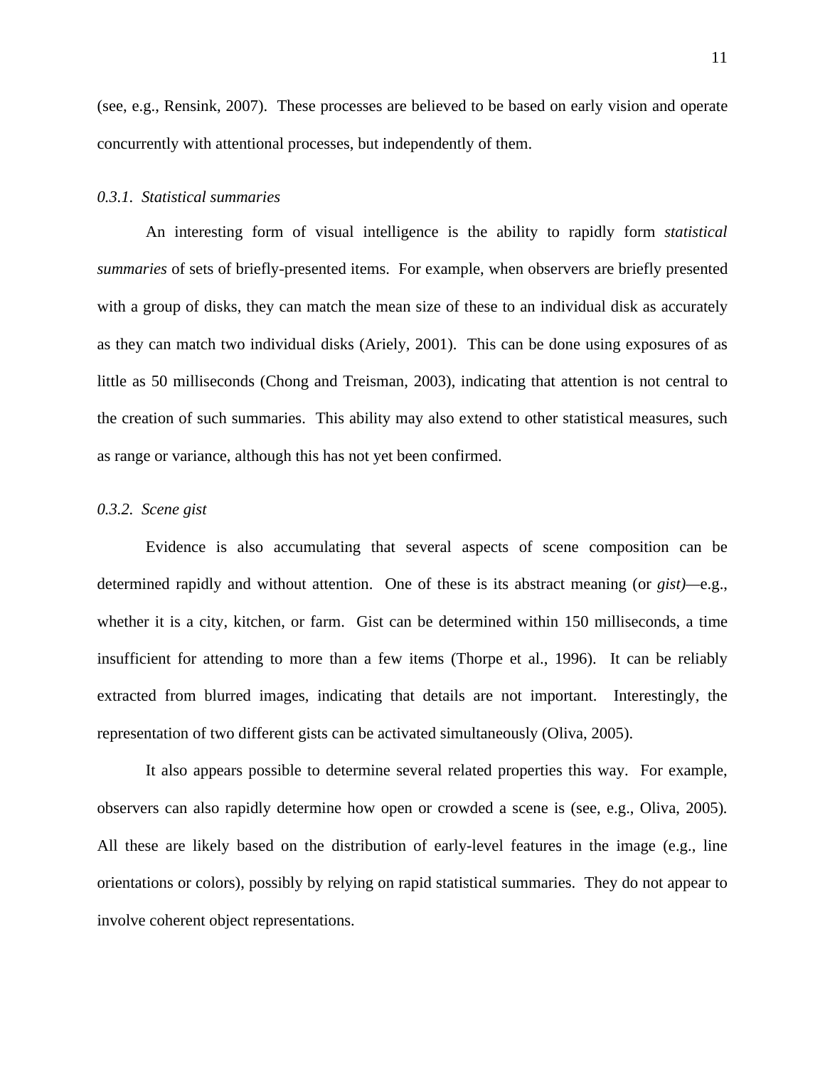(see, e.g., Rensink, 2007). These processes are believed to be based on early vision and operate concurrently with attentional processes, but independently of them.

### *0.3.1. Statistical summaries*

An interesting form of visual intelligence is the ability to rapidly form *statistical summaries* of sets of briefly-presented items. For example, when observers are briefly presented with a group of disks, they can match the mean size of these to an individual disk as accurately as they can match two individual disks (Ariely, 2001). This can be done using exposures of as little as 50 milliseconds (Chong and Treisman, 2003), indicating that attention is not central to the creation of such summaries. This ability may also extend to other statistical measures, such as range or variance, although this has not yet been confirmed.

### *0.3.2. Scene gist*

Evidence is also accumulating that several aspects of scene composition can be determined rapidly and without attention. One of these is its abstract meaning (or *gist)*—e.g., whether it is a city, kitchen, or farm. Gist can be determined within 150 milliseconds, a time insufficient for attending to more than a few items (Thorpe et al., 1996). It can be reliably extracted from blurred images, indicating that details are not important. Interestingly, the representation of two different gists can be activated simultaneously (Oliva, 2005).

It also appears possible to determine several related properties this way. For example, observers can also rapidly determine how open or crowded a scene is (see, e.g., Oliva, 2005). All these are likely based on the distribution of early-level features in the image (e.g., line orientations or colors), possibly by relying on rapid statistical summaries. They do not appear to involve coherent object representations.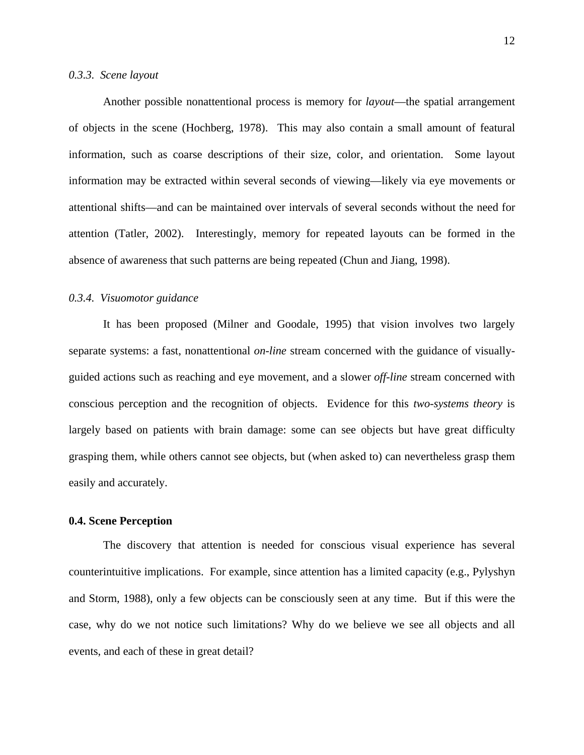### *0.3.3. Scene layout*

Another possible nonattentional process is memory for *layout*—the spatial arrangement of objects in the scene (Hochberg, 1978). This may also contain a small amount of featural information, such as coarse descriptions of their size, color, and orientation. Some layout information may be extracted within several seconds of viewing—likely via eye movements or attentional shifts—and can be maintained over intervals of several seconds without the need for attention (Tatler, 2002). Interestingly, memory for repeated layouts can be formed in the absence of awareness that such patterns are being repeated (Chun and Jiang, 1998).

### *0.3.4. Visuomotor guidance*

It has been proposed (Milner and Goodale, 1995) that vision involves two largely separate systems: a fast, nonattentional *on-line* stream concerned with the guidance of visually-guided actions such as reaching and eye movement, and a slower *off-line* stream concerned with conscious perception and the recognition of objects. Evidence for this *two-systems theory* is largely based on patients with brain damage: some can see objects but have great difficulty grasping them, while others cannot see objects, but (when asked to) can nevertheless grasp them easily and accurately.

## **0.4. Scene Perception**

The discovery that attention is needed for conscious visual experience has several counterintuitive implications. For example, since attention has a limited capacity (e.g., Pylyshyn and Storm, 1988), only a few objects can be consciously seen at any time. But if this were the case, why do we not notice such limitations? Why do we believe we see all objects and all events, and each of these in great detail?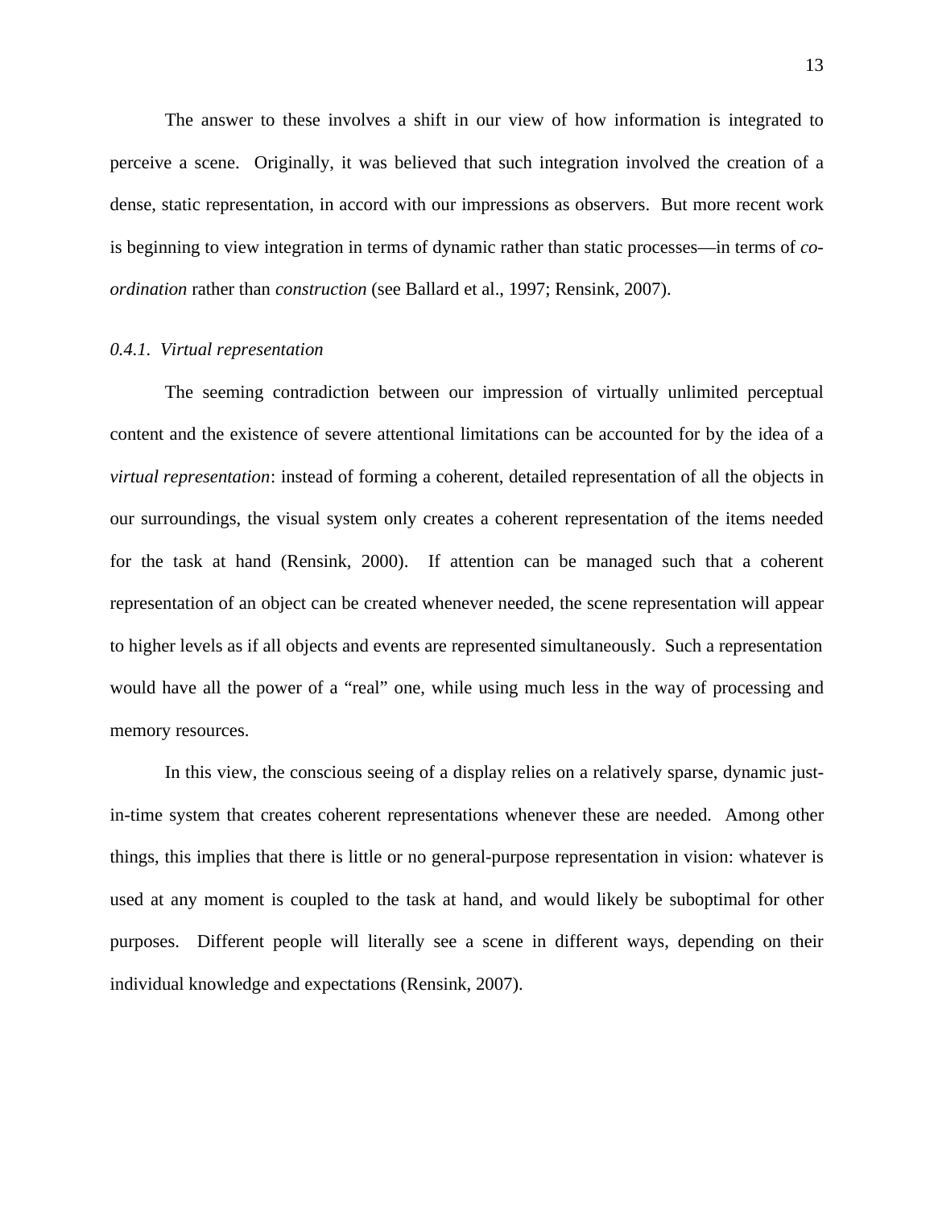The answer to these involves a shift in our view of how information is integrated to perceive a scene. Originally, it was believed that such integration involved the creation of a dense, static representation, in accord with our impressions as observers. But more recent work is beginning to view integration in terms of dynamic rather than static processes—in terms of *co-ordination* rather than *construction* (see Ballard et al., 1997; Rensink, 2007).

### *0.4.1. Virtual representation*

The seeming contradiction between our impression of virtually unlimited perceptual content and the existence of severe attentional limitations can be accounted for by the idea of a *virtual representation*: instead of forming a coherent, detailed representation of all the objects in our surroundings, the visual system only creates a coherent representation of the items needed for the task at hand (Rensink, 2000). If attention can be managed such that a coherent representation of an object can be created whenever needed, the scene representation will appear to higher levels as if all objects and events are represented simultaneously. Such a representation would have all the power of a "real" one, while using much less in the way of processing and memory resources.

In this view, the conscious seeing of a display relies on a relatively sparse, dynamic just-in-time system that creates coherent representations whenever these are needed. Among other things, this implies that there is little or no general-purpose representation in vision: whatever is used at any moment is coupled to the task at hand, and would likely be suboptimal for other purposes. Different people will literally see a scene in different ways, depending on their individual knowledge and expectations (Rensink, 2007).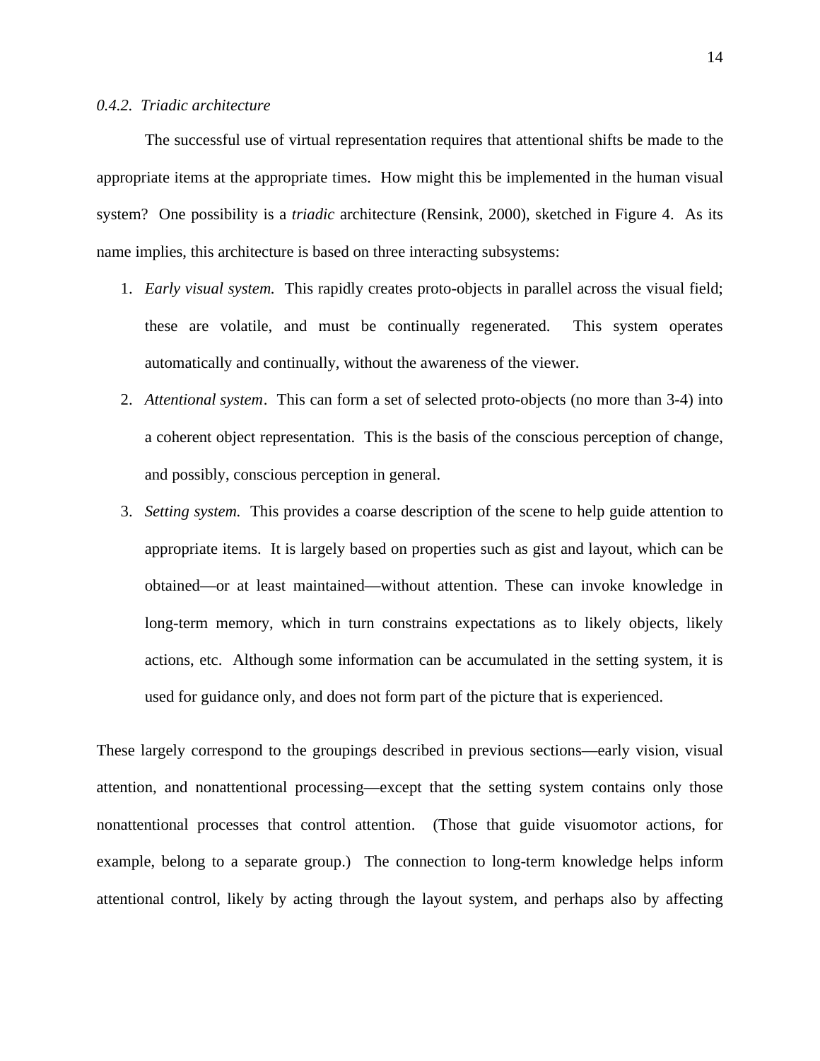*0.4.2. Triadic architecture*

The successful use of virtual representation requires that attentional shifts be made to the appropriate items at the appropriate times. How might this be implemented in the human visual system? One possibility is a *triadic* architecture (Rensink, 2000), sketched in Figure 4. As its name implies, this architecture is based on three interacting subsystems:

1. *Early visual system.* This rapidly creates proto-objects in parallel across the visual field; these are volatile, and must be continually regenerated. This system operates automatically and continually, without the awareness of the viewer.
2. *Attentional system*. This can form a set of selected proto-objects (no more than 3-4) into a coherent object representation. This is the basis of the conscious perception of change, and possibly, conscious perception in general.
3. *Setting system.* This provides a coarse description of the scene to help guide attention to appropriate items. It is largely based on properties such as gist and layout, which can be obtained—or at least maintained—without attention. These can invoke knowledge in long-term memory, which in turn constrains expectations as to likely objects, likely actions, etc. Although some information can be accumulated in the setting system, it is used for guidance only, and does not form part of the picture that is experienced.

These largely correspond to the groupings described in previous sections—early vision, visual attention, and nonattentional processing—except that the setting system contains only those nonattentional processes that control attention. (Those that guide visuomotor actions, for example, belong to a separate group.) The connection to long-term knowledge helps inform attentional control, likely by acting through the layout system, and perhaps also by affecting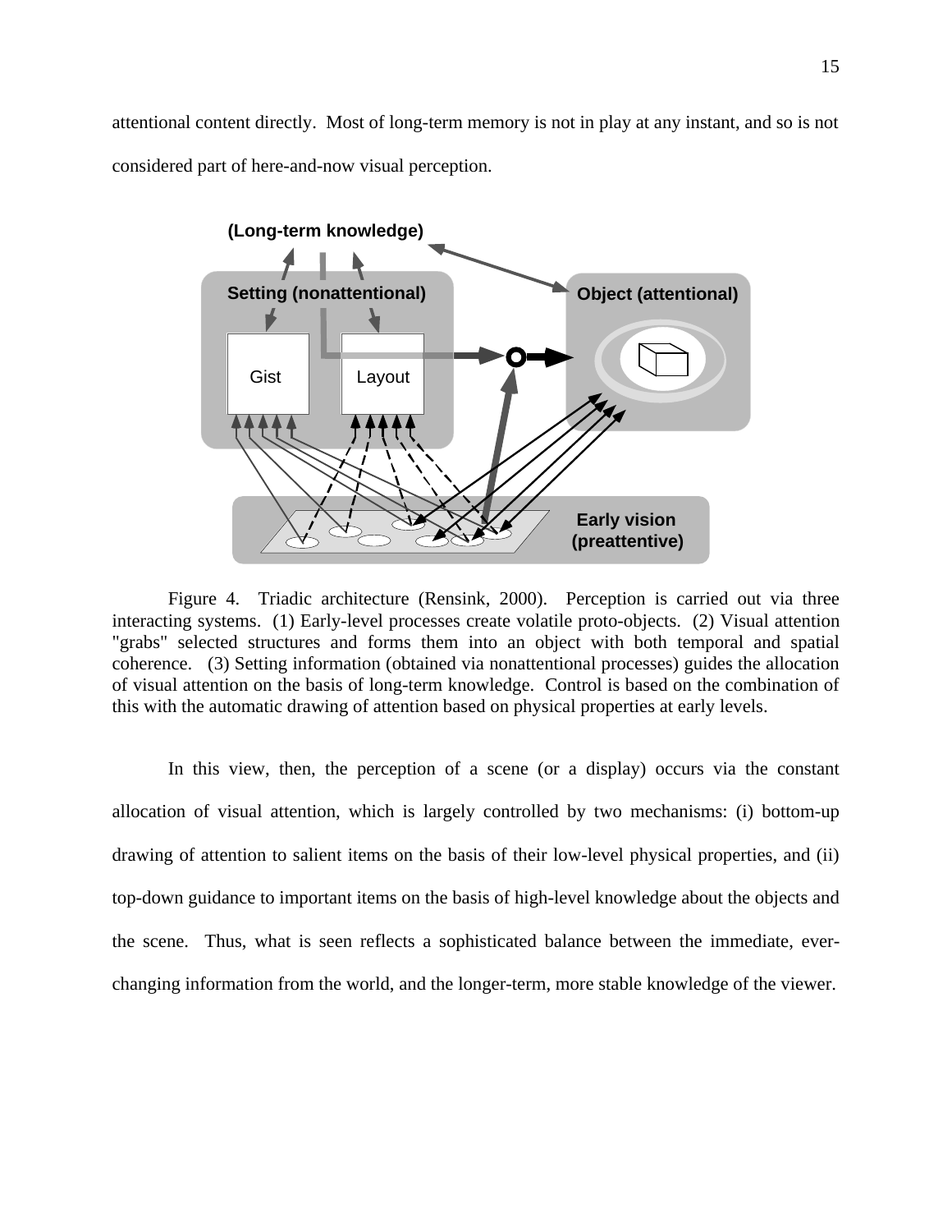attentional content directly. Most of long-term memory is not in play at any instant, and so is not considered part of here-and-now visual perception.

Figure 4. Triadic architecture (Rensink, 2000). Perception is carried out via three interacting systems. (1) Early-level processes create volatile proto-objects. (2) Visual attention "grabs" selected structures and forms them into an object with both temporal and spatial coherence. (3) Setting information (obtained via nonattentional processes) guides the allocation of visual attention on the basis of long-term knowledge. Control is based on the combination of this with the automatic drawing of attention based on physical properties at early levels.

In this view, then, the perception of a scene (or a display) occurs via the constant allocation of visual attention, which is largely controlled by two mechanisms: (i) bottom-up drawing of attention to salient items on the basis of their low-level physical properties, and (ii) top-down guidance to important items on the basis of high-level knowledge about the objects and the scene. Thus, what is seen reflects a sophisticated balance between the immediate, ever-changing information from the world, and the longer-term, more stable knowledge of the viewer.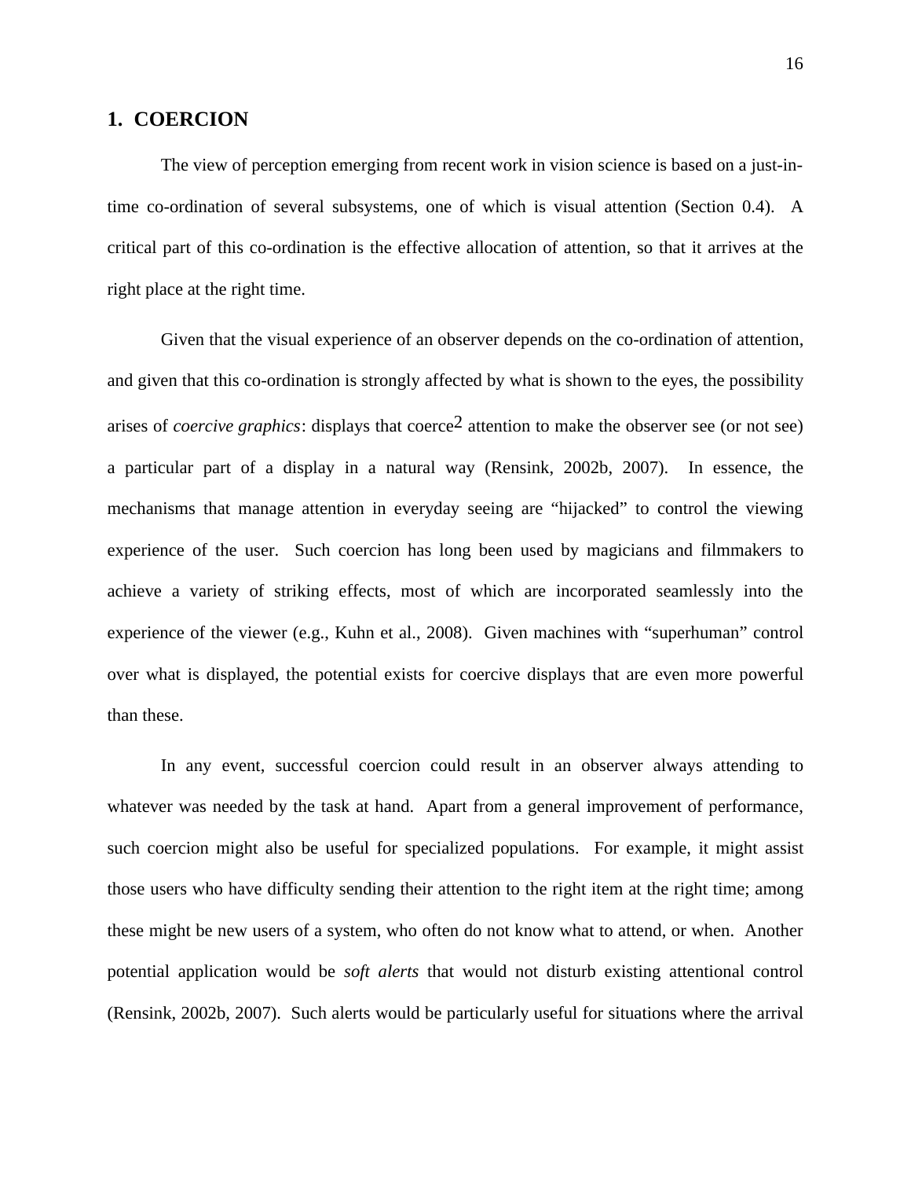# 1. COERCION

The view of perception emerging from recent work in vision science is based on a just-in-time co-ordination of several subsystems, one of which is visual attention (Section 0.4). A critical part of this co-ordination is the effective allocation of attention, so that it arrives at the right place at the right time.

Given that the visual experience of an observer depends on the co-ordination of attention, and given that this co-ordination is strongly affected by what is shown to the eyes, the possibility arises of *coercive graphics*: displays that coerce[2] attention to make the observer see (or not see) a particular part of a display in a natural way (Rensink, 2002b, 2007). In essence, the mechanisms that manage attention in everyday seeing are "hijacked" to control the viewing experience of the user. Such coercion has long been used by magicians and filmmakers to achieve a variety of striking effects, most of which are incorporated seamlessly into the experience of the viewer (e.g., Kuhn et al., 2008). Given machines with "superhuman" control over what is displayed, the potential exists for coercive displays that are even more powerful than these.

In any event, successful coercion could result in an observer always attending to whatever was needed by the task at hand. Apart from a general improvement of performance, such coercion might also be useful for specialized populations. For example, it might assist those users who have difficulty sending their attention to the right item at the right time; among these might be new users of a system, who often do not know what to attend, or when. Another potential application would be *soft alerts* that would not disturb existing attentional control (Rensink, 2002b, 2007). Such alerts would be particularly useful for situations where the arrival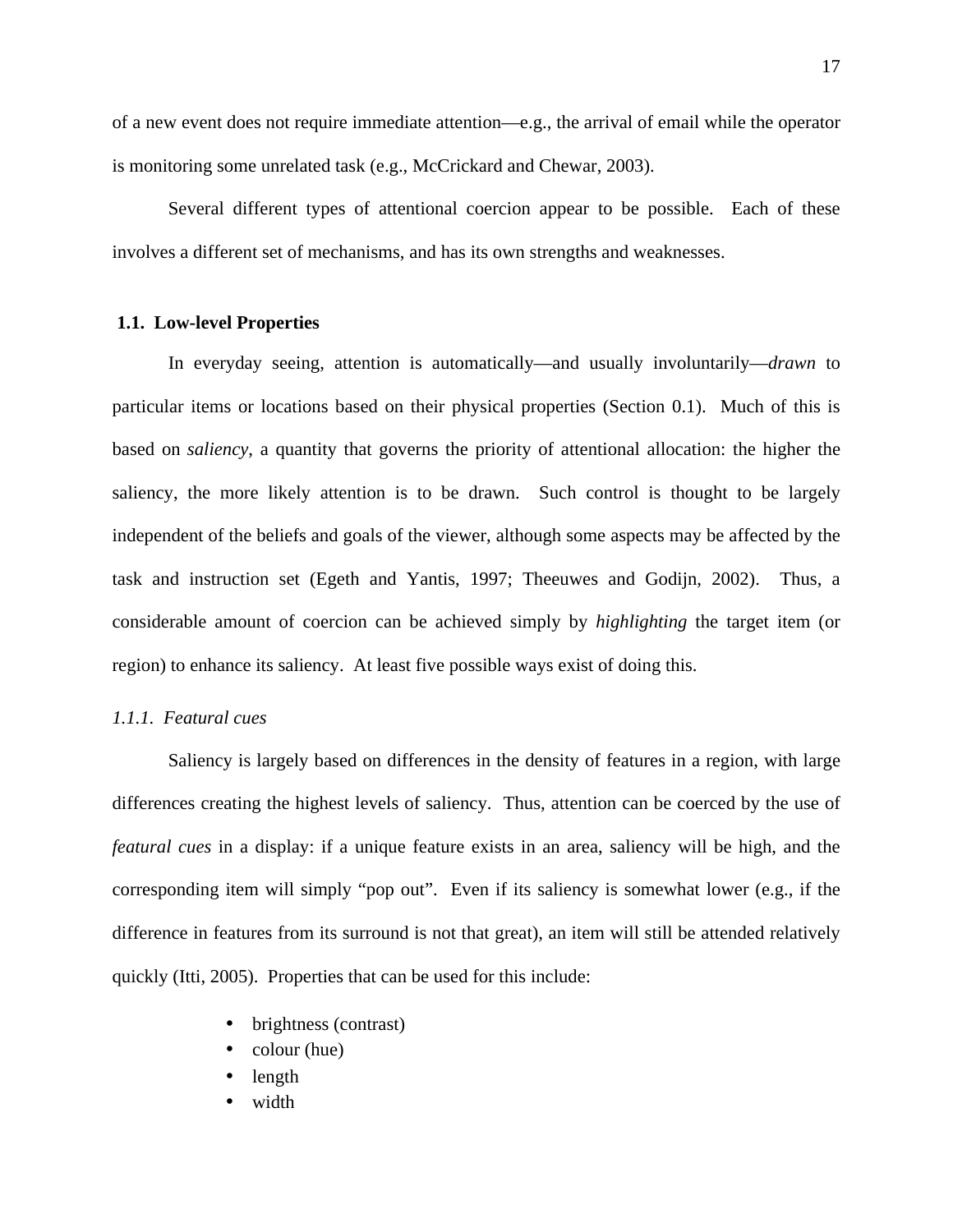of a new event does not require immediate attention—e.g., the arrival of email while the operator is monitoring some unrelated task (e.g., McCrickard and Chewar, 2003).

Several different types of attentional coercion appear to be possible. Each of these involves a different set of mechanisms, and has its own strengths and weaknesses.

## 1.1. Low-level Properties

In everyday seeing, attention is automatically—and usually involuntarily—*drawn* to particular items or locations based on their physical properties (Section 0.1). Much of this is based on *saliency*, a quantity that governs the priority of attentional allocation: the higher the saliency, the more likely attention is to be drawn. Such control is thought to be largely independent of the beliefs and goals of the viewer, although some aspects may be affected by the task and instruction set (Egeth and Yantis, 1997; Theeuwes and Godijn, 2002). Thus, a considerable amount of coercion can be achieved simply by *highlighting* the target item (or region) to enhance its saliency. At least five possible ways exist of doing this.

### *1.1.1. Featural cues*

Saliency is largely based on differences in the density of features in a region, with large differences creating the highest levels of saliency. Thus, attention can be coerced by the use of *featural cues* in a display: if a unique feature exists in an area, saliency will be high, and the corresponding item will simply "pop out". Even if its saliency is somewhat lower (e.g., if the difference in features from its surround is not that great), an item will still be attended relatively quickly (Itti, 2005). Properties that can be used for this include:

- brightness (contrast)
- colour (hue)
- length
- width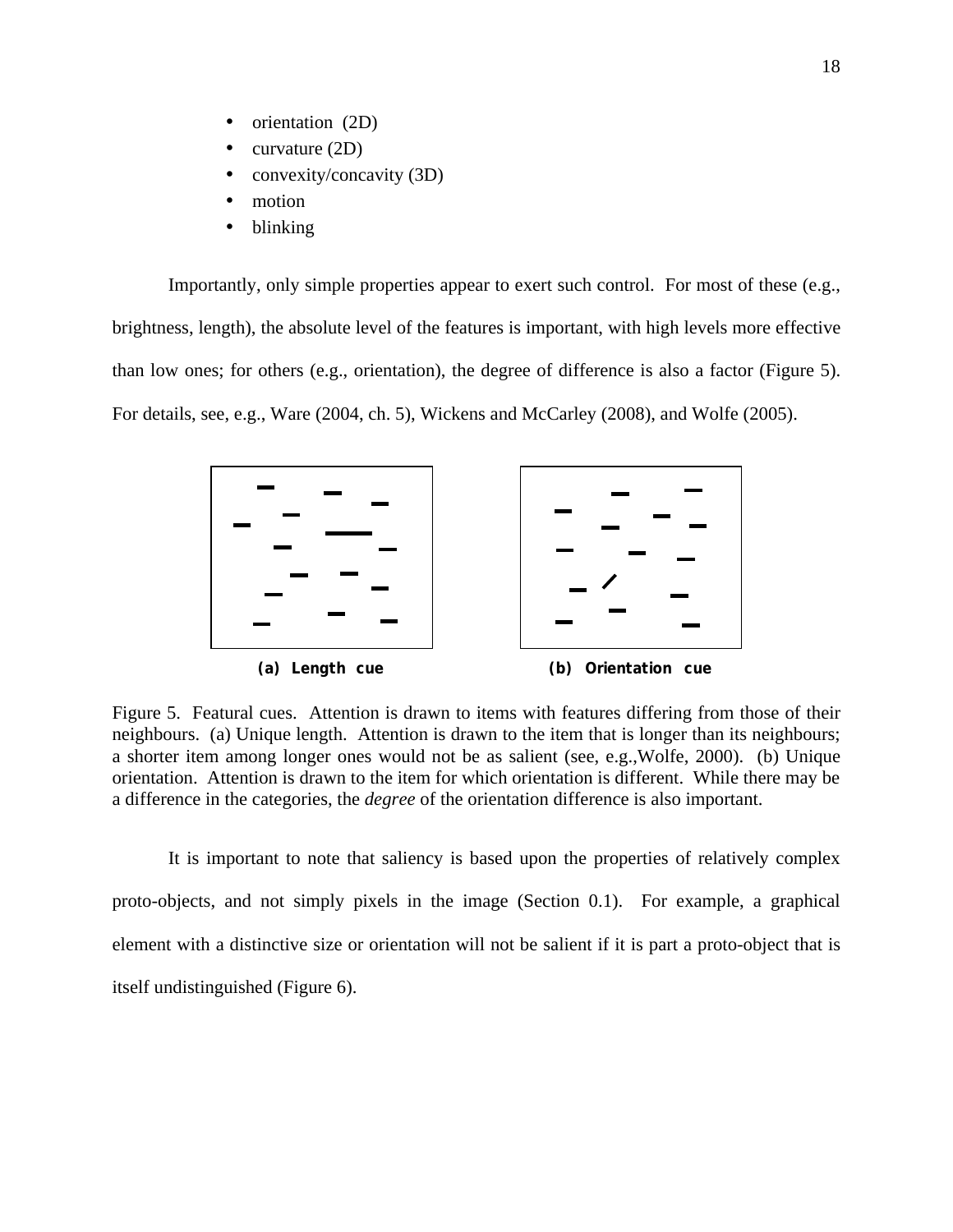- orientation (2D)
- curvature (2D)
- convexity/concavity (3D)
- motion
- blinking

Importantly, only simple properties appear to exert such control. For most of these (e.g., brightness, length), the absolute level of the features is important, with high levels more effective than low ones; for others (e.g., orientation), the degree of difference is also a factor (Figure 5). For details, see, e.g., Ware (2004, ch. 5), Wickens and McCarley (2008), and Wolfe (2005).

**(a) Length cue** **(b) Orientation cue**

Figure 5. Featural cues. Attention is drawn to items with features differing from those of their neighbours. (a) Unique length. Attention is drawn to the item that is longer than its neighbours; a shorter item among longer ones would not be as salient (see, e.g.,Wolfe, 2000). (b) Unique orientation. Attention is drawn to the item for which orientation is different. While there may be a difference in the categories, the *degree* of the orientation difference is also important.

It is important to note that saliency is based upon the properties of relatively complex proto-objects, and not simply pixels in the image (Section 0.1). For example, a graphical element with a distinctive size or orientation will not be salient if it is part a proto-object that is itself undistinguished (Figure 6).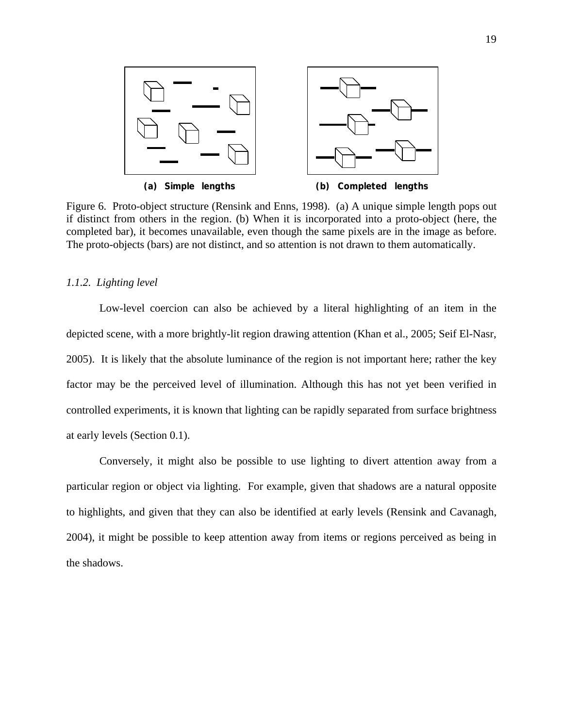(a) Simple lengths

(b) Completed lengths

Figure 6. Proto-object structure (Rensink and Enns, 1998). (a) A unique simple length pops out if distinct from others in the region. (b) When it is incorporated into a proto-object (here, the completed bar), it becomes unavailable, even though the same pixels are in the image as before. The proto-objects (bars) are not distinct, and so attention is not drawn to them automatically.

### *1.1.2. Lighting level*

Low-level coercion can also be achieved by a literal highlighting of an item in the depicted scene, with a more brightly-lit region drawing attention (Khan et al., 2005; Seif El-Nasr, 2005). It is likely that the absolute luminance of the region is not important here; rather the key factor may be the perceived level of illumination. Although this has not yet been verified in controlled experiments, it is known that lighting can be rapidly separated from surface brightness at early levels (Section 0.1).

Conversely, it might also be possible to use lighting to divert attention away from a particular region or object via lighting. For example, given that shadows are a natural opposite to highlights, and given that they can also be identified at early levels (Rensink and Cavanagh, 2004), it might be possible to keep attention away from items or regions perceived as being in the shadows.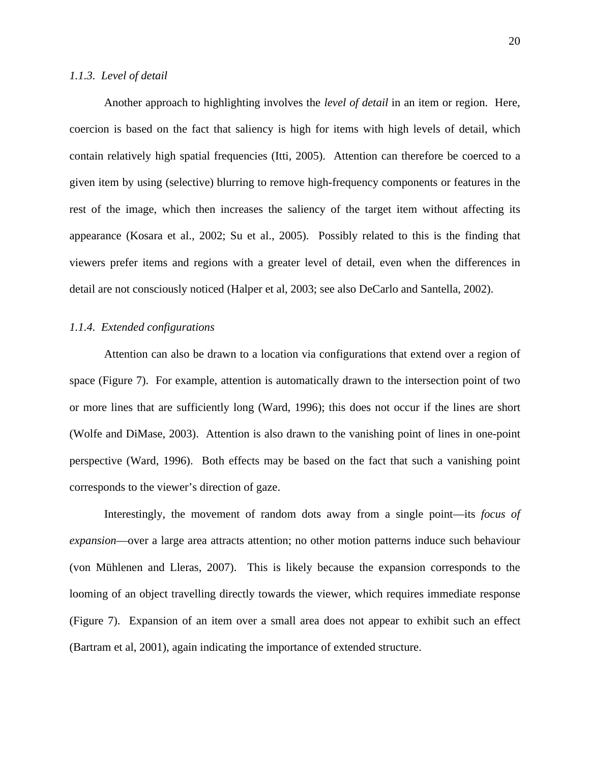### *1.1.3. Level of detail*

Another approach to highlighting involves the *level of detail* in an item or region. Here, coercion is based on the fact that saliency is high for items with high levels of detail, which contain relatively high spatial frequencies (Itti, 2005). Attention can therefore be coerced to a given item by using (selective) blurring to remove high-frequency components or features in the rest of the image, which then increases the saliency of the target item without affecting its appearance (Kosara et al., 2002; Su et al., 2005). Possibly related to this is the finding that viewers prefer items and regions with a greater level of detail, even when the differences in detail are not consciously noticed (Halper et al, 2003; see also DeCarlo and Santella, 2002).

### *1.1.4. Extended configurations*

Attention can also be drawn to a location via configurations that extend over a region of space (Figure 7). For example, attention is automatically drawn to the intersection point of two or more lines that are sufficiently long (Ward, 1996); this does not occur if the lines are short (Wolfe and DiMase, 2003). Attention is also drawn to the vanishing point of lines in one-point perspective (Ward, 1996). Both effects may be based on the fact that such a vanishing point corresponds to the viewer's direction of gaze.

Interestingly, the movement of random dots away from a single point—its *focus of expansion*—over a large area attracts attention; no other motion patterns induce such behaviour (von Mühlenen and Lleras, 2007). This is likely because the expansion corresponds to the looming of an object travelling directly towards the viewer, which requires immediate response (Figure 7). Expansion of an item over a small area does not appear to exhibit such an effect (Bartram et al, 2001), again indicating the importance of extended structure.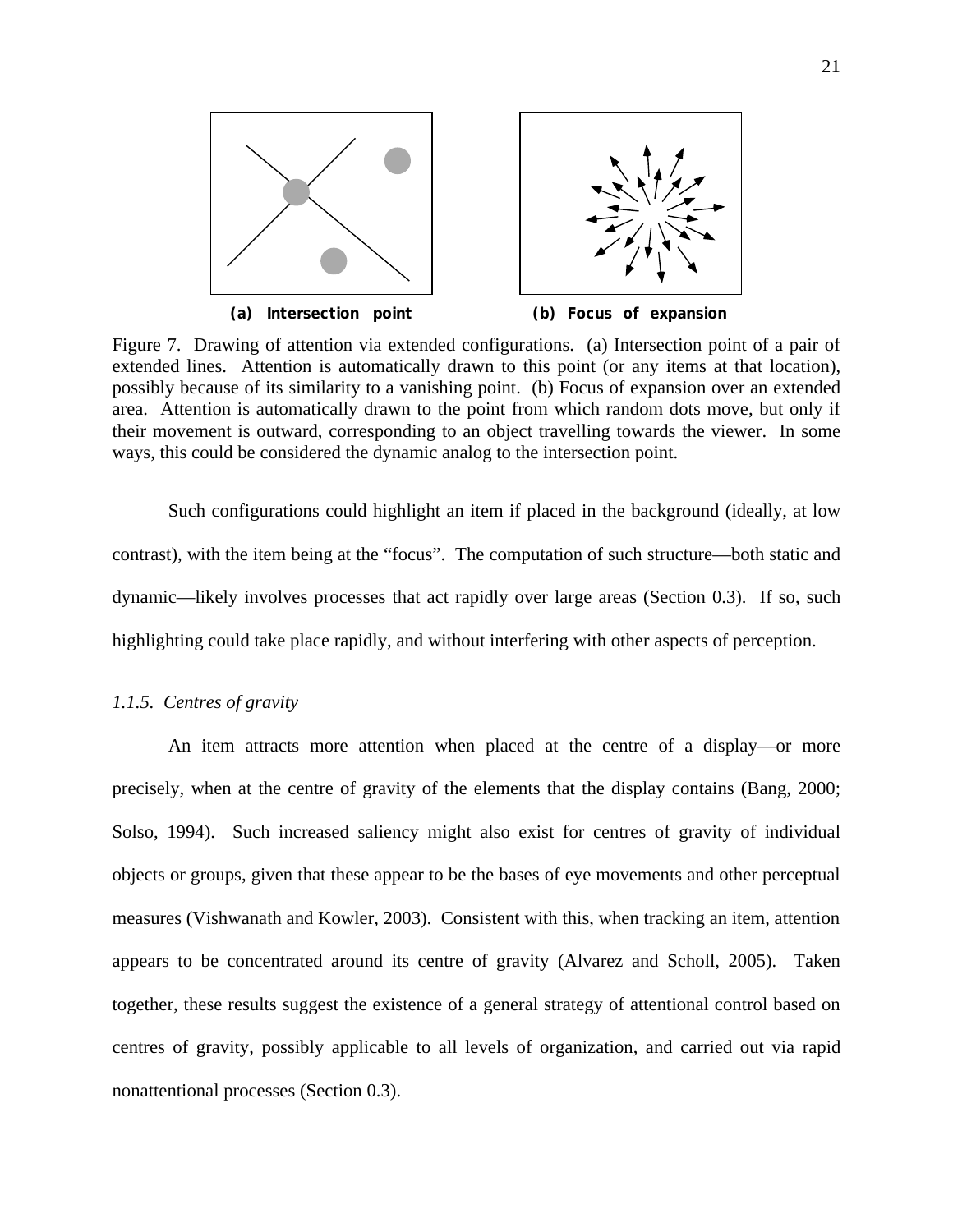(a) Intersection point (b) Focus of expansion

Figure 7. Drawing of attention via extended configurations. (a) Intersection point of a pair of extended lines. Attention is automatically drawn to this point (or any items at that location), possibly because of its similarity to a vanishing point. (b) Focus of expansion over an extended area. Attention is automatically drawn to the point from which random dots move, but only if their movement is outward, corresponding to an object travelling towards the viewer. In some ways, this could be considered the dynamic analog to the intersection point.

Such configurations could highlight an item if placed in the background (ideally, at low contrast), with the item being at the "focus". The computation of such structure—both static and dynamic—likely involves processes that act rapidly over large areas (Section 0.3). If so, such highlighting could take place rapidly, and without interfering with other aspects of perception.

### *1.1.5. Centres of gravity*

An item attracts more attention when placed at the centre of a display—or more precisely, when at the centre of gravity of the elements that the display contains (Bang, 2000; Solso, 1994). Such increased saliency might also exist for centres of gravity of individual objects or groups, given that these appear to be the bases of eye movements and other perceptual measures (Vishwanath and Kowler, 2003). Consistent with this, when tracking an item, attention appears to be concentrated around its centre of gravity (Alvarez and Scholl, 2005). Taken together, these results suggest the existence of a general strategy of attentional control based on centres of gravity, possibly applicable to all levels of organization, and carried out via rapid nonattentional processes (Section 0.3).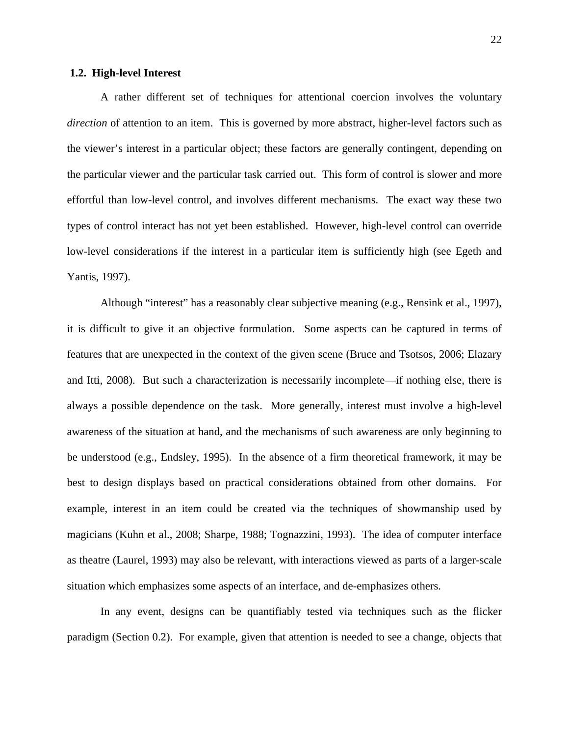### 1.2. High-level Interest

A rather different set of techniques for attentional coercion involves the voluntary *direction* of attention to an item. This is governed by more abstract, higher-level factors such as the viewer's interest in a particular object; these factors are generally contingent, depending on the particular viewer and the particular task carried out. This form of control is slower and more effortful than low-level control, and involves different mechanisms. The exact way these two types of control interact has not yet been established. However, high-level control can override low-level considerations if the interest in a particular item is sufficiently high (see Egeth and Yantis, 1997).

Although "interest" has a reasonably clear subjective meaning (e.g., Rensink et al., 1997), it is difficult to give it an objective formulation. Some aspects can be captured in terms of features that are unexpected in the context of the given scene (Bruce and Tsotsos, 2006; Elazary and Itti, 2008). But such a characterization is necessarily incomplete—if nothing else, there is always a possible dependence on the task. More generally, interest must involve a high-level awareness of the situation at hand, and the mechanisms of such awareness are only beginning to be understood (e.g., Endsley, 1995). In the absence of a firm theoretical framework, it may be best to design displays based on practical considerations obtained from other domains. For example, interest in an item could be created via the techniques of showmanship used by magicians (Kuhn et al., 2008; Sharpe, 1988; Tognazzini, 1993). The idea of computer interface as theatre (Laurel, 1993) may also be relevant, with interactions viewed as parts of a larger-scale situation which emphasizes some aspects of an interface, and de-emphasizes others.

In any event, designs can be quantifiably tested via techniques such as the flicker paradigm (Section 0.2). For example, given that attention is needed to see a change, objects that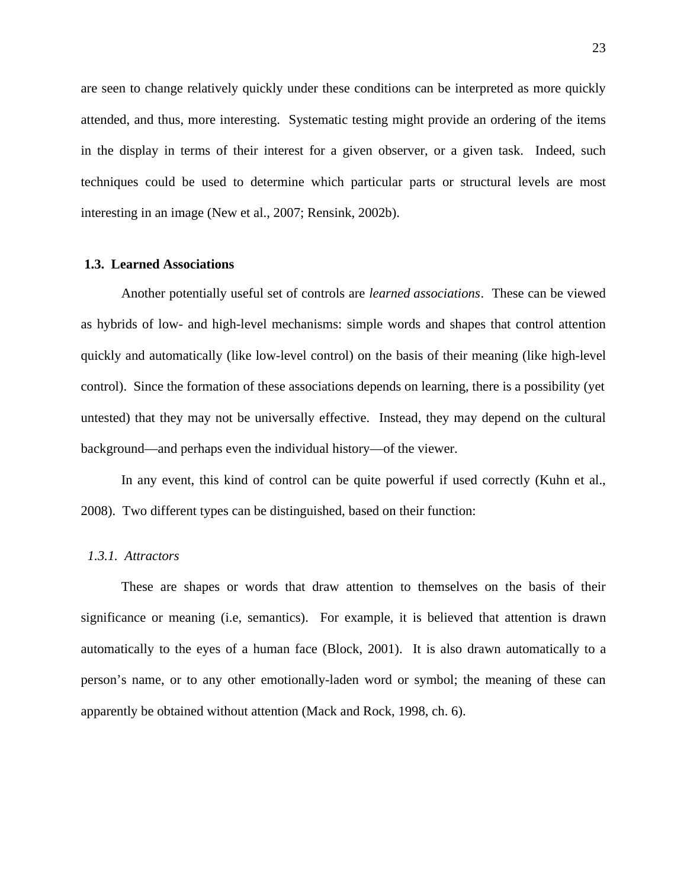are seen to change relatively quickly under these conditions can be interpreted as more quickly attended, and thus, more interesting. Systematic testing might provide an ordering of the items in the display in terms of their interest for a given observer, or a given task. Indeed, such techniques could be used to determine which particular parts or structural levels are most interesting in an image (New et al., 2007; Rensink, 2002b).

## 1.3. Learned Associations

Another potentially useful set of controls are *learned associations*. These can be viewed as hybrids of low- and high-level mechanisms: simple words and shapes that control attention quickly and automatically (like low-level control) on the basis of their meaning (like high-level control). Since the formation of these associations depends on learning, there is a possibility (yet untested) that they may not be universally effective. Instead, they may depend on the cultural background—and perhaps even the individual history—of the viewer.

In any event, this kind of control can be quite powerful if used correctly (Kuhn et al., 2008). Two different types can be distinguished, based on their function:

### *1.3.1. Attractors*

These are shapes or words that draw attention to themselves on the basis of their significance or meaning (i.e, semantics). For example, it is believed that attention is drawn automatically to the eyes of a human face (Block, 2001). It is also drawn automatically to a person's name, or to any other emotionally-laden word or symbol; the meaning of these can apparently be obtained without attention (Mack and Rock, 1998, ch. 6).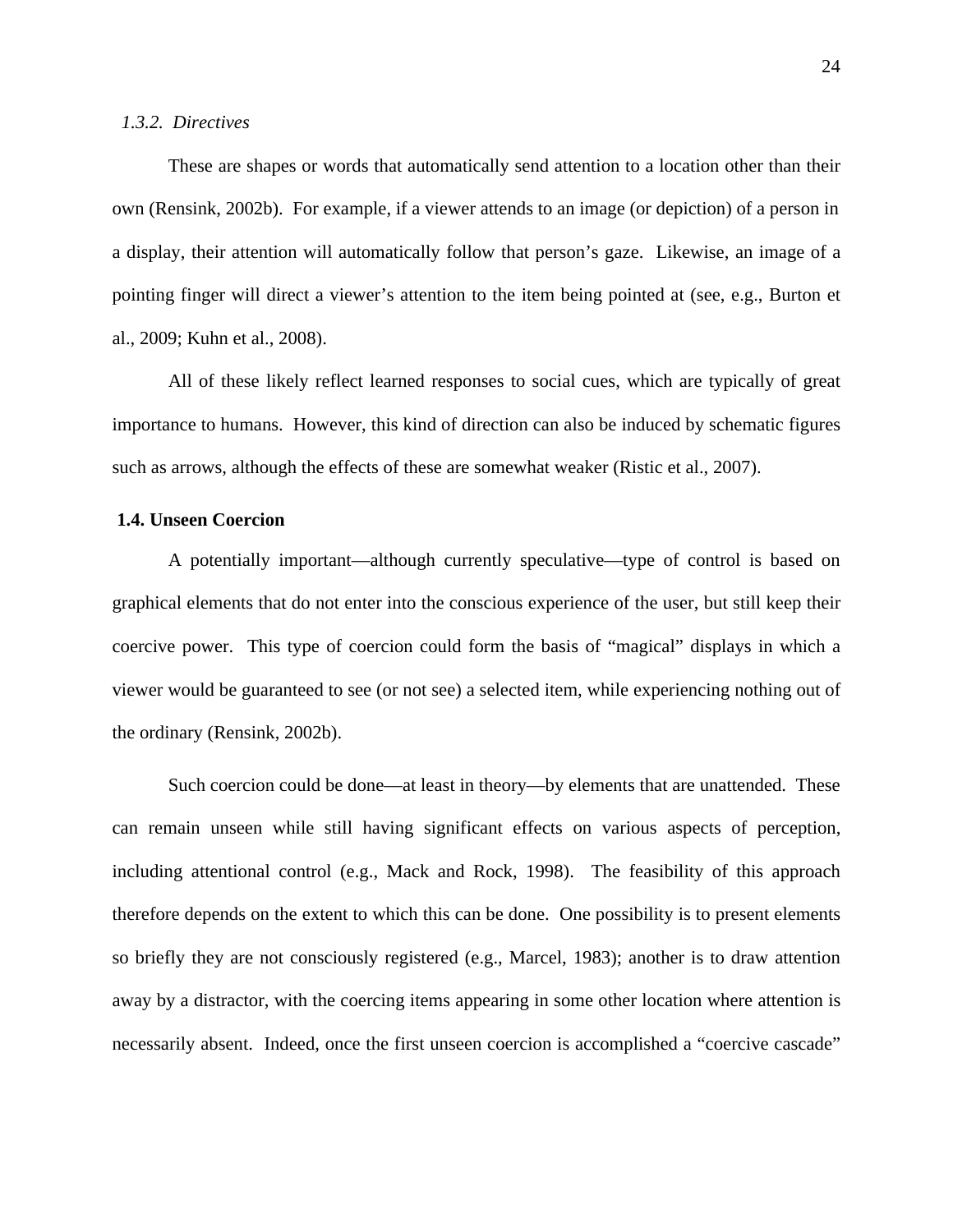### *1.3.2. Directives*

These are shapes or words that automatically send attention to a location other than their own (Rensink, 2002b). For example, if a viewer attends to an image (or depiction) of a person in a display, their attention will automatically follow that person's gaze. Likewise, an image of a pointing finger will direct a viewer's attention to the item being pointed at (see, e.g., Burton et al., 2009; Kuhn et al., 2008).

All of these likely reflect learned responses to social cues, which are typically of great importance to humans. However, this kind of direction can also be induced by schematic figures such as arrows, although the effects of these are somewhat weaker (Ristic et al., 2007).

## **1.4. Unseen Coercion**

A potentially important—although currently speculative—type of control is based on graphical elements that do not enter into the conscious experience of the user, but still keep their coercive power. This type of coercion could form the basis of "magical" displays in which a viewer would be guaranteed to see (or not see) a selected item, while experiencing nothing out of the ordinary (Rensink, 2002b).

Such coercion could be done—at least in theory—by elements that are unattended. These can remain unseen while still having significant effects on various aspects of perception, including attentional control (e.g., Mack and Rock, 1998). The feasibility of this approach therefore depends on the extent to which this can be done. One possibility is to present elements so briefly they are not consciously registered (e.g., Marcel, 1983); another is to draw attention away by a distractor, with the coercing items appearing in some other location where attention is necessarily absent. Indeed, once the first unseen coercion is accomplished a "coercive cascade"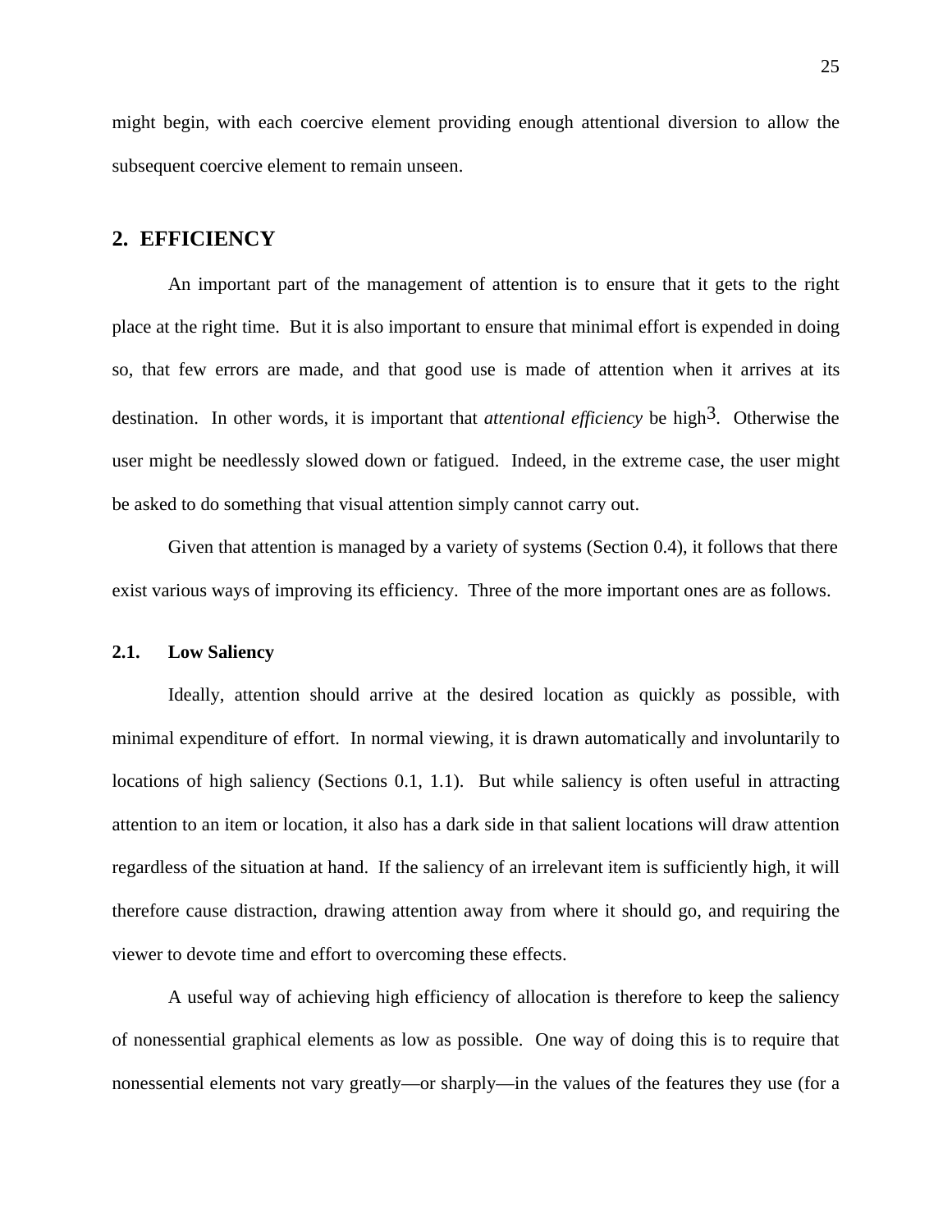might begin, with each coercive element providing enough attentional diversion to allow the subsequent coercive element to remain unseen.

## 2. EFFICIENCY

An important part of the management of attention is to ensure that it gets to the right place at the right time. But it is also important to ensure that minimal effort is expended in doing so, that few errors are made, and that good use is made of attention when it arrives at its destination. In other words, it is important that *attentional efficiency* be high[3]. Otherwise the user might be needlessly slowed down or fatigued. Indeed, in the extreme case, the user might be asked to do something that visual attention simply cannot carry out.

Given that attention is managed by a variety of systems (Section 0.4), it follows that there exist various ways of improving its efficiency. Three of the more important ones are as follows.

### 2.1. Low Saliency

Ideally, attention should arrive at the desired location as quickly as possible, with minimal expenditure of effort. In normal viewing, it is drawn automatically and involuntarily to locations of high saliency (Sections 0.1, 1.1). But while saliency is often useful in attracting attention to an item or location, it also has a dark side in that salient locations will draw attention regardless of the situation at hand. If the saliency of an irrelevant item is sufficiently high, it will therefore cause distraction, drawing attention away from where it should go, and requiring the viewer to devote time and effort to overcoming these effects.

A useful way of achieving high efficiency of allocation is therefore to keep the saliency of nonessential graphical elements as low as possible. One way of doing this is to require that nonessential elements not vary greatly—or sharply—in the values of the features they use (for a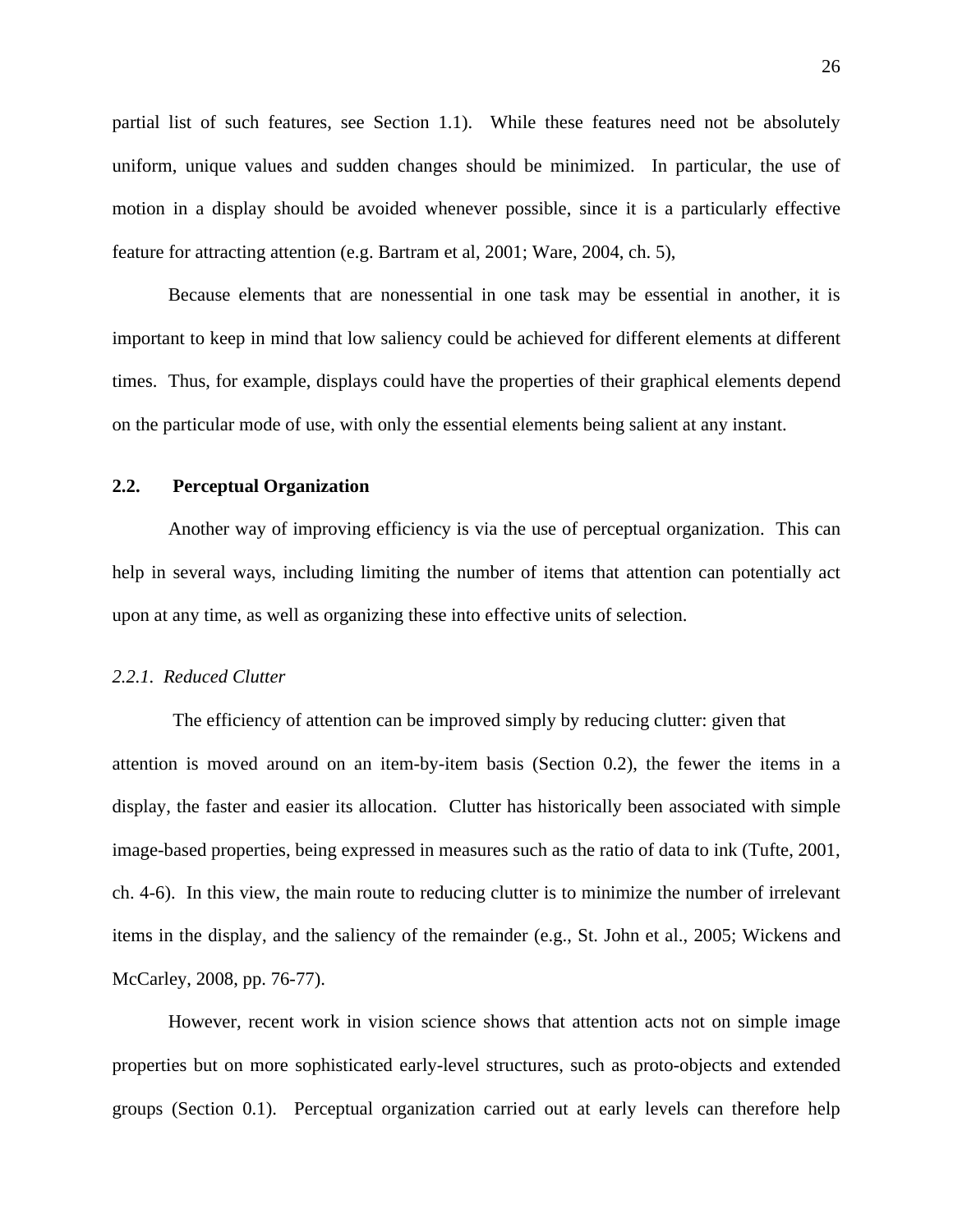partial list of such features, see Section 1.1). While these features need not be absolutely uniform, unique values and sudden changes should be minimized. In particular, the use of motion in a display should be avoided whenever possible, since it is a particularly effective feature for attracting attention (e.g. Bartram et al, 2001; Ware, 2004, ch. 5),

Because elements that are nonessential in one task may be essential in another, it is important to keep in mind that low saliency could be achieved for different elements at different times. Thus, for example, displays could have the properties of their graphical elements depend on the particular mode of use, with only the essential elements being salient at any instant.

## 2.2. Perceptual Organization

Another way of improving efficiency is via the use of perceptual organization. This can help in several ways, including limiting the number of items that attention can potentially act upon at any time, as well as organizing these into effective units of selection.

### *2.2.1. Reduced Clutter*

The efficiency of attention can be improved simply by reducing clutter: given that attention is moved around on an item-by-item basis (Section 0.2), the fewer the items in a display, the faster and easier its allocation. Clutter has historically been associated with simple image-based properties, being expressed in measures such as the ratio of data to ink (Tufte, 2001, ch. 4-6). In this view, the main route to reducing clutter is to minimize the number of irrelevant items in the display, and the saliency of the remainder (e.g., St. John et al., 2005; Wickens and McCarley, 2008, pp. 76-77).

However, recent work in vision science shows that attention acts not on simple image properties but on more sophisticated early-level structures, such as proto-objects and extended groups (Section 0.1). Perceptual organization carried out at early levels can therefore help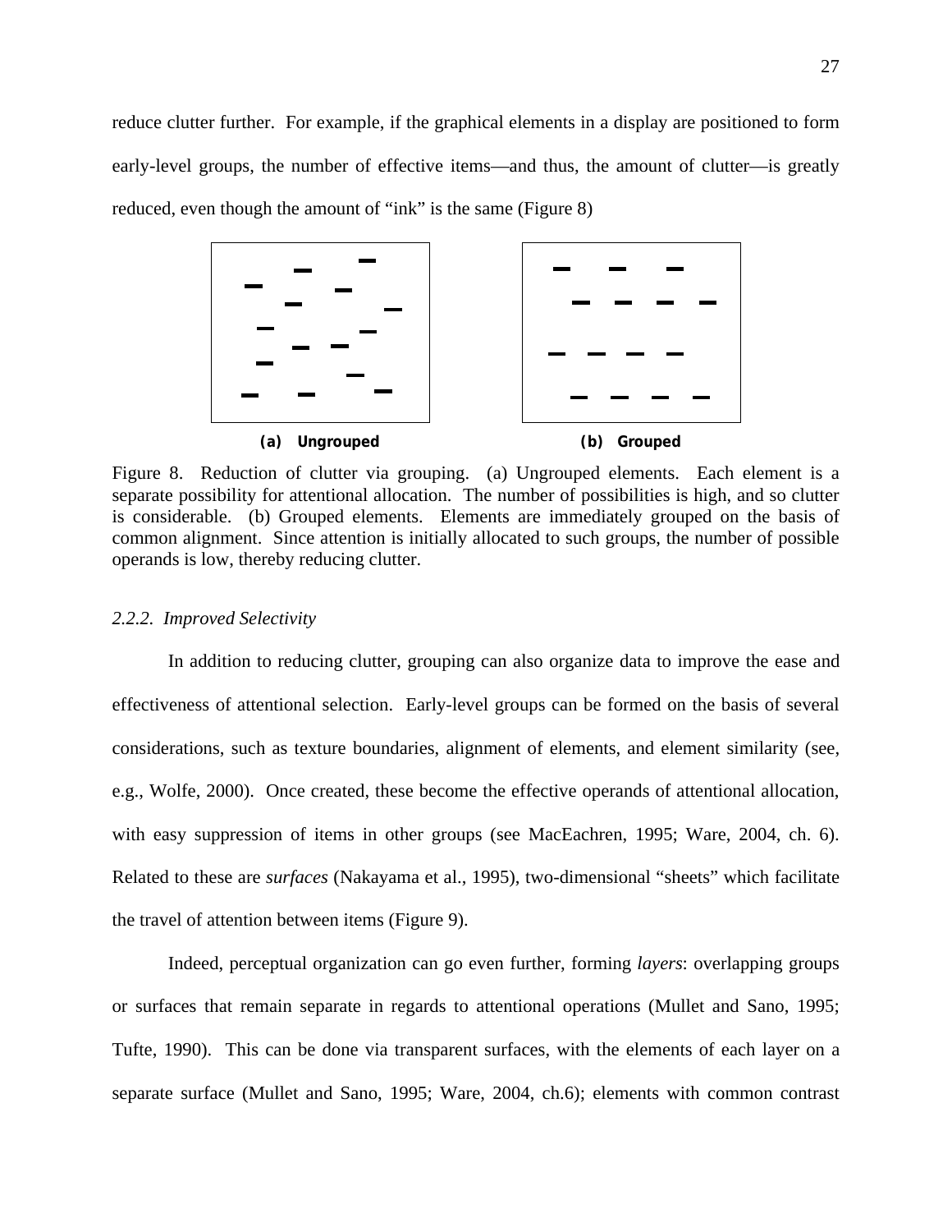reduce clutter further. For example, if the graphical elements in a display are positioned to form early-level groups, the number of effective items—and thus, the amount of clutter—is greatly reduced, even though the amount of "ink" is the same (Figure 8)

**(a) Ungrouped** **(b) Grouped**

Figure 8. Reduction of clutter via grouping. (a) Ungrouped elements. Each element is a separate possibility for attentional allocation. The number of possibilities is high, and so clutter is considerable. (b) Grouped elements. Elements are immediately grouped on the basis of common alignment. Since attention is initially allocated to such groups, the number of possible operands is low, thereby reducing clutter.

### *2.2.2. Improved Selectivity*

In addition to reducing clutter, grouping can also organize data to improve the ease and effectiveness of attentional selection. Early-level groups can be formed on the basis of several considerations, such as texture boundaries, alignment of elements, and element similarity (see, e.g., Wolfe, 2000). Once created, these become the effective operands of attentional allocation, with easy suppression of items in other groups (see MacEachren, 1995; Ware, 2004, ch. 6). Related to these are *surfaces* (Nakayama et al., 1995), two-dimensional "sheets" which facilitate the travel of attention between items (Figure 9).

Indeed, perceptual organization can go even further, forming *layers*: overlapping groups or surfaces that remain separate in regards to attentional operations (Mullet and Sano, 1995; Tufte, 1990). This can be done via transparent surfaces, with the elements of each layer on a separate surface (Mullet and Sano, 1995; Ware, 2004, ch.6); elements with common contrast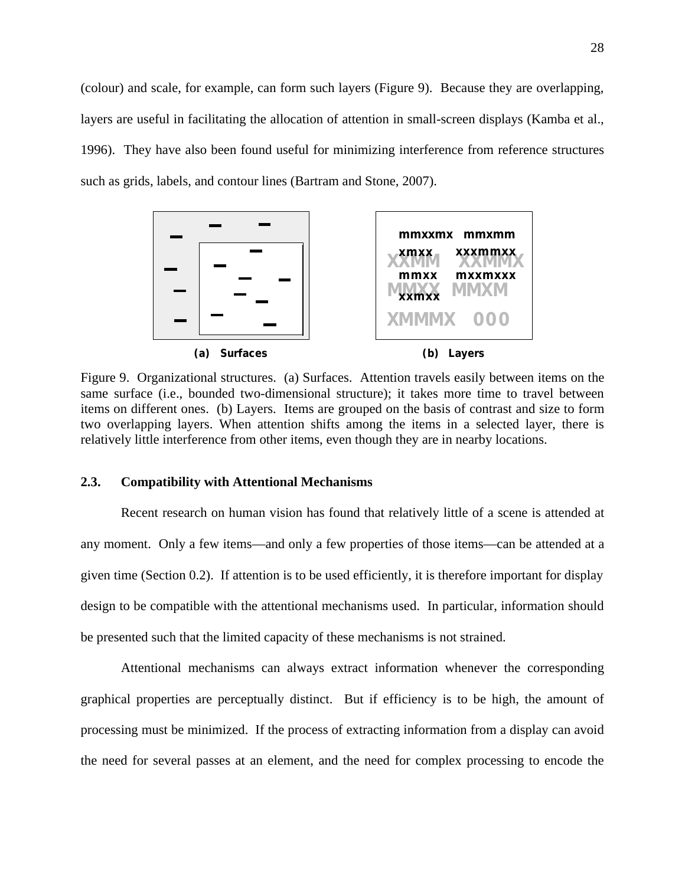(colour) and scale, for example, can form such layers (Figure 9). Because they are overlapping, layers are useful in facilitating the allocation of attention in small-screen displays (Kamba et al., 1996). They have also been found useful for minimizing interference from reference structures such as grids, labels, and contour lines (Bartram and Stone, 2007).

**(a) Surfaces** **(b) Layers**

Figure 9. Organizational structures. (a) Surfaces. Attention travels easily between items on the same surface (i.e., bounded two-dimensional structure); it takes more time to travel between items on different ones. (b) Layers. Items are grouped on the basis of contrast and size to form two overlapping layers. When attention shifts among the items in a selected layer, there is relatively little interference from other items, even though they are in nearby locations.

### 2.3. Compatibility with Attentional Mechanisms

Recent research on human vision has found that relatively little of a scene is attended at any moment. Only a few items—and only a few properties of those items—can be attended at a given time (Section 0.2). If attention is to be used efficiently, it is therefore important for display design to be compatible with the attentional mechanisms used. In particular, information should be presented such that the limited capacity of these mechanisms is not strained.

Attentional mechanisms can always extract information whenever the corresponding graphical properties are perceptually distinct. But if efficiency is to be high, the amount of processing must be minimized. If the process of extracting information from a display can avoid the need for several passes at an element, and the need for complex processing to encode the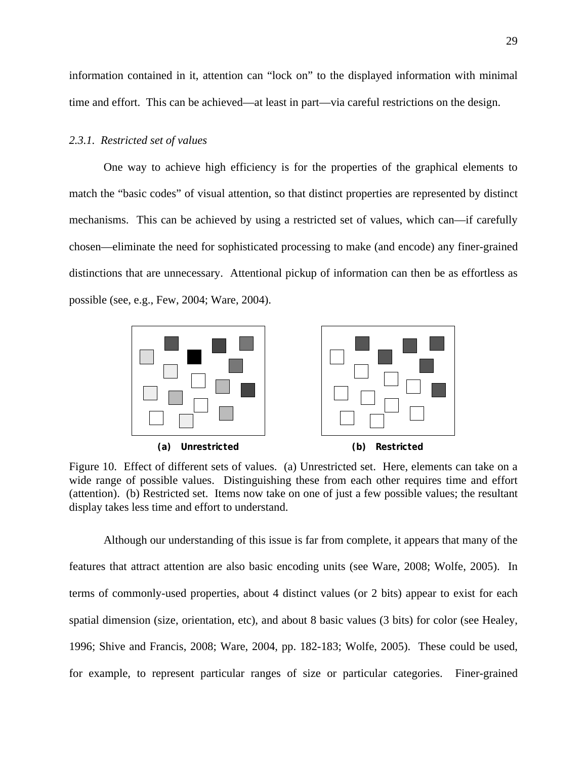information contained in it, attention can "lock on" to the displayed information with minimal time and effort. This can be achieved—at least in part—via careful restrictions on the design.

### *2.3.1. Restricted set of values*

One way to achieve high efficiency is for the properties of the graphical elements to match the "basic codes" of visual attention, so that distinct properties are represented by distinct mechanisms. This can be achieved by using a restricted set of values, which can—if carefully chosen—eliminate the need for sophisticated processing to make (and encode) any finer-grained distinctions that are unnecessary. Attentional pickup of information can then be as effortless as possible (see, e.g., Few, 2004; Ware, 2004).

**(a) Unrestricted** **(b) Restricted**

Figure 10. Effect of different sets of values. (a) Unrestricted set. Here, elements can take on a wide range of possible values. Distinguishing these from each other requires time and effort (attention). (b) Restricted set. Items now take on one of just a few possible values; the resultant display takes less time and effort to understand.

Although our understanding of this issue is far from complete, it appears that many of the features that attract attention are also basic encoding units (see Ware, 2008; Wolfe, 2005). In terms of commonly-used properties, about 4 distinct values (or 2 bits) appear to exist for each spatial dimension (size, orientation, etc), and about 8 basic values (3 bits) for color (see Healey, 1996; Shive and Francis, 2008; Ware, 2004, pp. 182-183; Wolfe, 2005). These could be used, for example, to represent particular ranges of size or particular categories. Finer-grained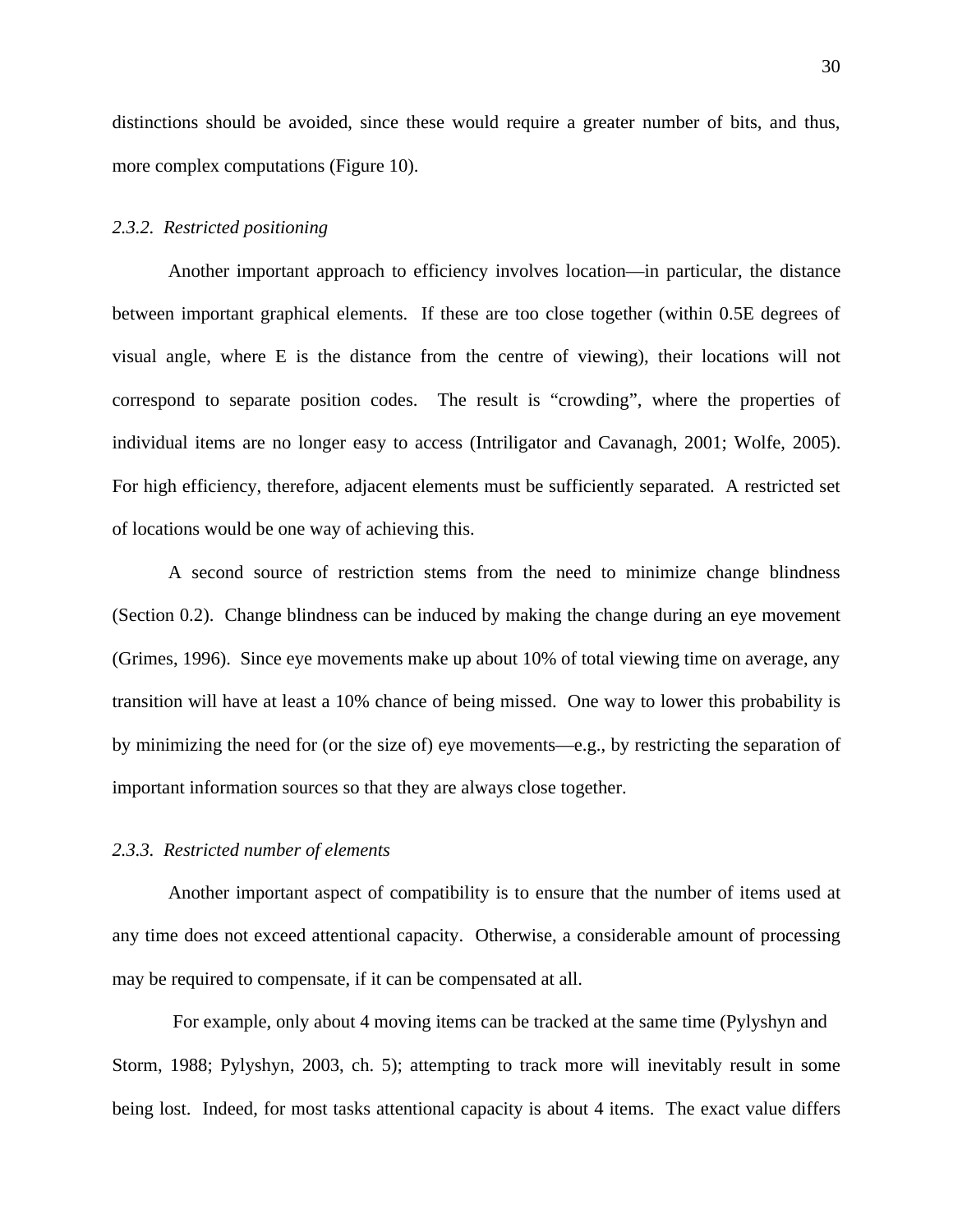distinctions should be avoided, since these would require a greater number of bits, and thus, more complex computations (Figure 10).

### *2.3.2. Restricted positioning*

Another important approach to efficiency involves location—in particular, the distance between important graphical elements. If these are too close together (within 0.5E degrees of visual angle, where E is the distance from the centre of viewing), their locations will not correspond to separate position codes. The result is "crowding", where the properties of individual items are no longer easy to access (Intriligator and Cavanagh, 2001; Wolfe, 2005). For high efficiency, therefore, adjacent elements must be sufficiently separated. A restricted set of locations would be one way of achieving this.

A second source of restriction stems from the need to minimize change blindness (Section 0.2). Change blindness can be induced by making the change during an eye movement (Grimes, 1996). Since eye movements make up about 10% of total viewing time on average, any transition will have at least a 10% chance of being missed. One way to lower this probability is by minimizing the need for (or the size of) eye movements—e.g., by restricting the separation of important information sources so that they are always close together.

### *2.3.3. Restricted number of elements*

Another important aspect of compatibility is to ensure that the number of items used at any time does not exceed attentional capacity. Otherwise, a considerable amount of processing may be required to compensate, if it can be compensated at all.

For example, only about 4 moving items can be tracked at the same time (Pylyshyn and Storm, 1988; Pylyshyn, 2003, ch. 5); attempting to track more will inevitably result in some being lost. Indeed, for most tasks attentional capacity is about 4 items. The exact value differs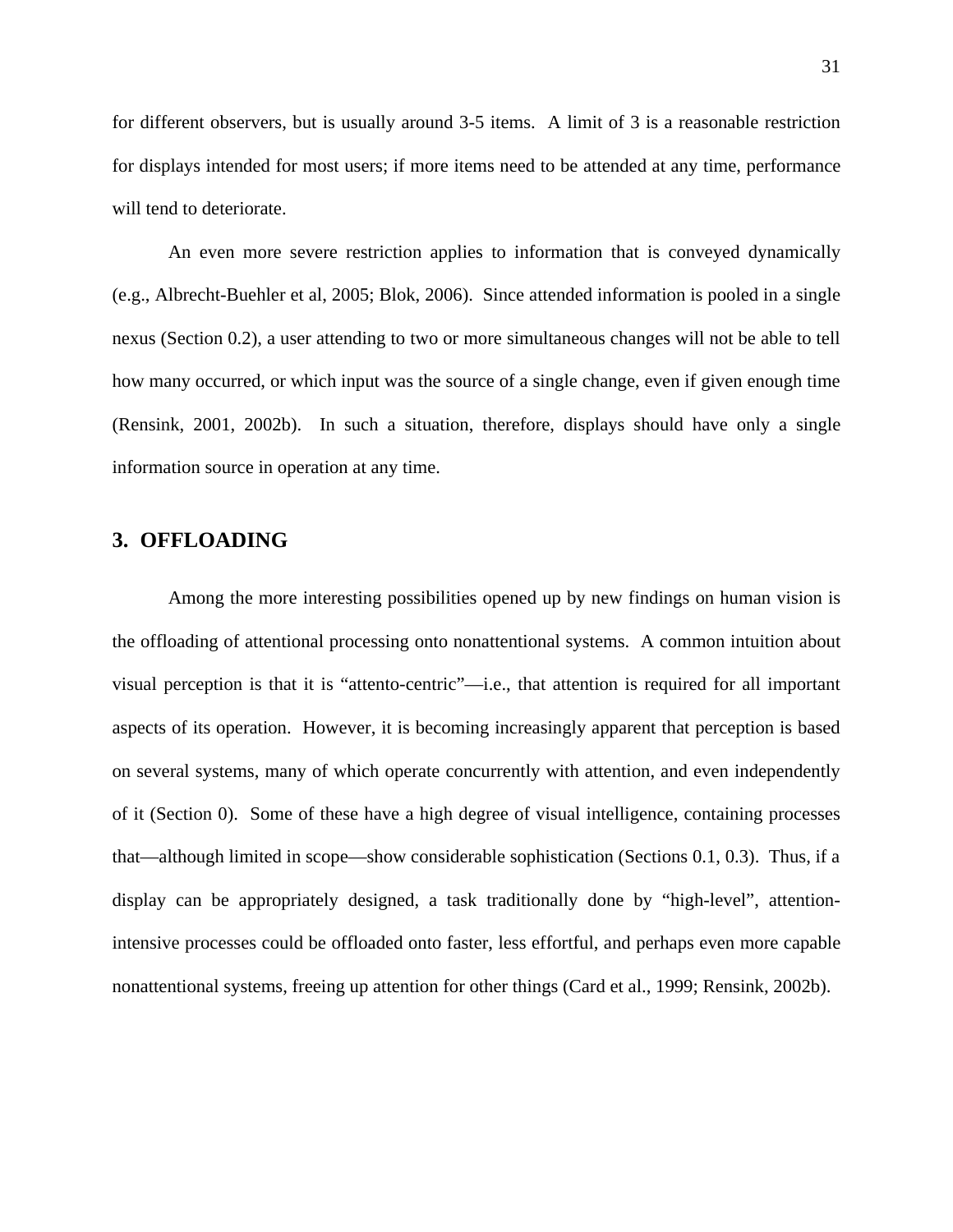for different observers, but is usually around 3-5 items. A limit of 3 is a reasonable restriction for displays intended for most users; if more items need to be attended at any time, performance will tend to deteriorate.

An even more severe restriction applies to information that is conveyed dynamically (e.g., Albrecht-Buehler et al, 2005; Blok, 2006). Since attended information is pooled in a single nexus (Section 0.2), a user attending to two or more simultaneous changes will not be able to tell how many occurred, or which input was the source of a single change, even if given enough time (Rensink, 2001, 2002b). In such a situation, therefore, displays should have only a single information source in operation at any time.

## 3. OFFLOADING

Among the more interesting possibilities opened up by new findings on human vision is the offloading of attentional processing onto nonattentional systems. A common intuition about visual perception is that it is "attento-centric"—i.e., that attention is required for all important aspects of its operation. However, it is becoming increasingly apparent that perception is based on several systems, many of which operate concurrently with attention, and even independently of it (Section 0). Some of these have a high degree of visual intelligence, containing processes that—although limited in scope—show considerable sophistication (Sections 0.1, 0.3). Thus, if a display can be appropriately designed, a task traditionally done by "high-level", attention-intensive processes could be offloaded onto faster, less effortful, and perhaps even more capable nonattentional systems, freeing up attention for other things (Card et al., 1999; Rensink, 2002b).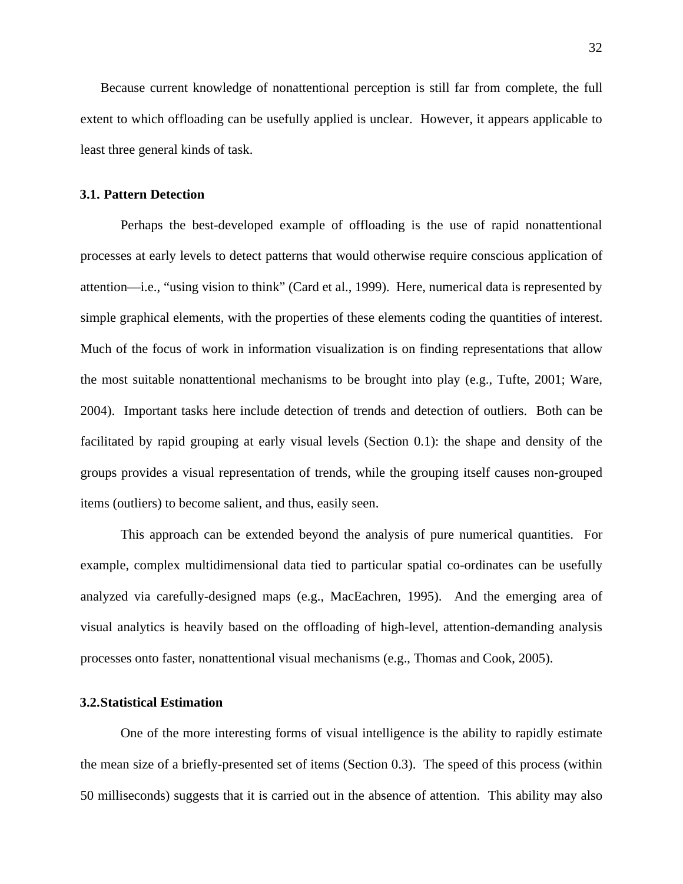Because current knowledge of nonattentional perception is still far from complete, the full extent to which offloading can be usefully applied is unclear. However, it appears applicable to least three general kinds of task.

### 3.1. Pattern Detection

Perhaps the best-developed example of offloading is the use of rapid nonattentional processes at early levels to detect patterns that would otherwise require conscious application of attention—i.e., “using vision to think” (Card et al., 1999). Here, numerical data is represented by simple graphical elements, with the properties of these elements coding the quantities of interest. Much of the focus of work in information visualization is on finding representations that allow the most suitable nonattentional mechanisms to be brought into play (e.g., Tufte, 2001; Ware, 2004). Important tasks here include detection of trends and detection of outliers. Both can be facilitated by rapid grouping at early visual levels (Section 0.1): the shape and density of the groups provides a visual representation of trends, while the grouping itself causes non-grouped items (outliers) to become salient, and thus, easily seen.

This approach can be extended beyond the analysis of pure numerical quantities. For example, complex multidimensional data tied to particular spatial co-ordinates can be usefully analyzed via carefully-designed maps (e.g., MacEachren, 1995). And the emerging area of visual analytics is heavily based on the offloading of high-level, attention-demanding analysis processes onto faster, nonattentional visual mechanisms (e.g., Thomas and Cook, 2005).

### 3.2.Statistical Estimation

One of the more interesting forms of visual intelligence is the ability to rapidly estimate the mean size of a briefly-presented set of items (Section 0.3). The speed of this process (within 50 milliseconds) suggests that it is carried out in the absence of attention. This ability may also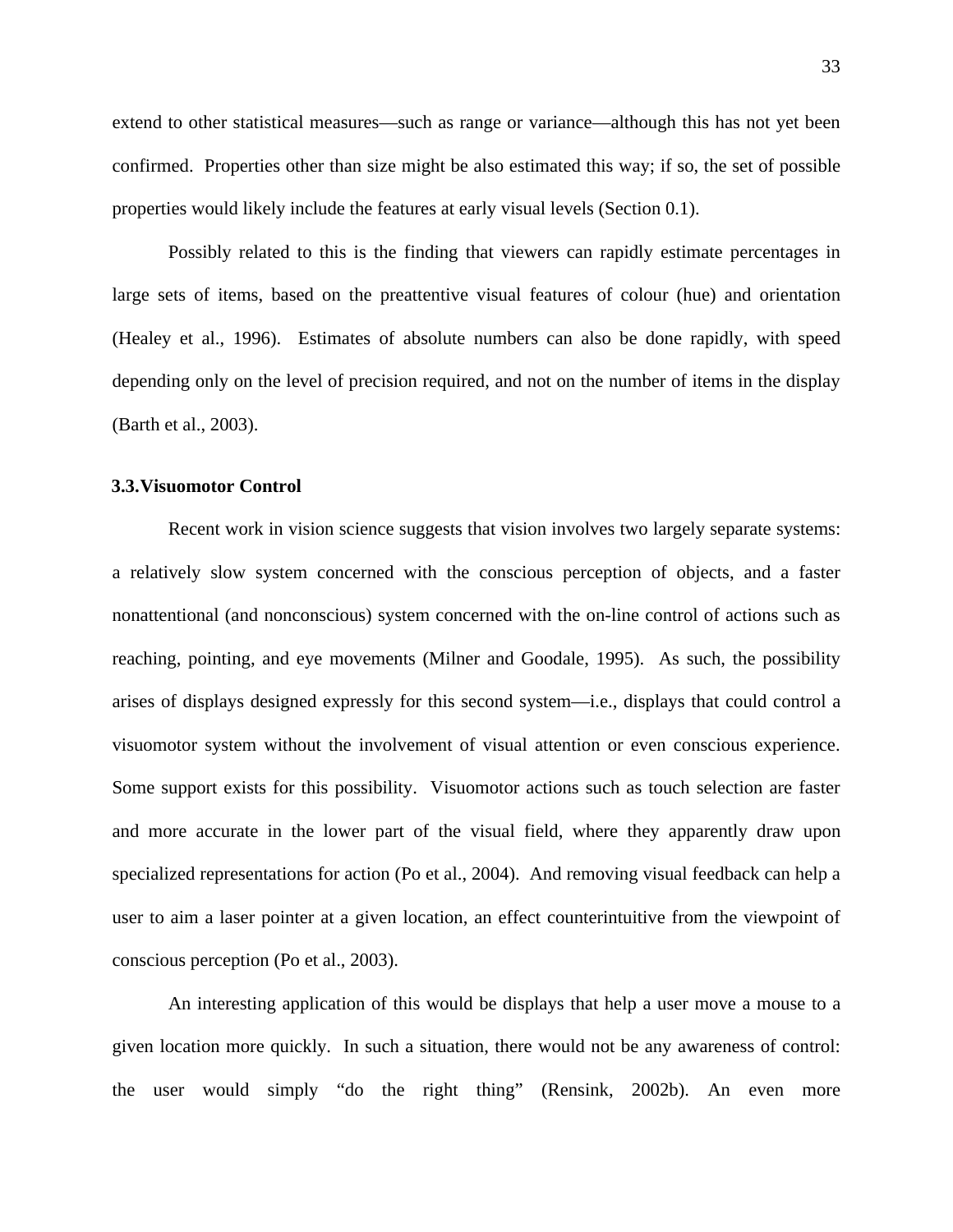extend to other statistical measures—such as range or variance—although this has not yet been confirmed. Properties other than size might be also estimated this way; if so, the set of possible properties would likely include the features at early visual levels (Section 0.1).

Possibly related to this is the finding that viewers can rapidly estimate percentages in large sets of items, based on the preattentive visual features of colour (hue) and orientation (Healey et al., 1996). Estimates of absolute numbers can also be done rapidly, with speed depending only on the level of precision required, and not on the number of items in the display (Barth et al., 2003).

### 3.3. Visuomotor Control

Recent work in vision science suggests that vision involves two largely separate systems: a relatively slow system concerned with the conscious perception of objects, and a faster nonattentional (and nonconscious) system concerned with the on-line control of actions such as reaching, pointing, and eye movements (Milner and Goodale, 1995). As such, the possibility arises of displays designed expressly for this second system—i.e., displays that could control a visuomotor system without the involvement of visual attention or even conscious experience. Some support exists for this possibility. Visuomotor actions such as touch selection are faster and more accurate in the lower part of the visual field, where they apparently draw upon specialized representations for action (Po et al., 2004). And removing visual feedback can help a user to aim a laser pointer at a given location, an effect counterintuitive from the viewpoint of conscious perception (Po et al., 2003).

An interesting application of this would be displays that help a user move a mouse to a given location more quickly. In such a situation, there would not be any awareness of control: the user would simply "do the right thing" (Rensink, 2002b). An even more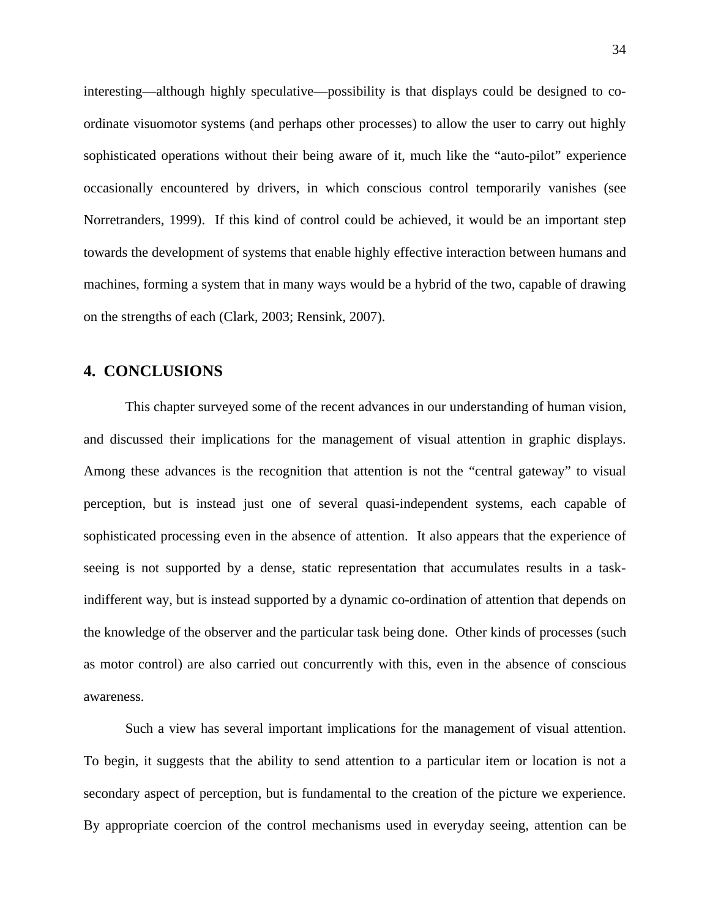interesting—although highly speculative—possibility is that displays could be designed to co-ordinate visuomotor systems (and perhaps other processes) to allow the user to carry out highly sophisticated operations without their being aware of it, much like the "auto-pilot" experience occasionally encountered by drivers, in which conscious control temporarily vanishes (see Norretranders, 1999). If this kind of control could be achieved, it would be an important step towards the development of systems that enable highly effective interaction between humans and machines, forming a system that in many ways would be a hybrid of the two, capable of drawing on the strengths of each (Clark, 2003; Rensink, 2007).

## 4. CONCLUSIONS

This chapter surveyed some of the recent advances in our understanding of human vision, and discussed their implications for the management of visual attention in graphic displays. Among these advances is the recognition that attention is not the "central gateway" to visual perception, but is instead just one of several quasi-independent systems, each capable of sophisticated processing even in the absence of attention. It also appears that the experience of seeing is not supported by a dense, static representation that accumulates results in a task-indifferent way, but is instead supported by a dynamic co-ordination of attention that depends on the knowledge of the observer and the particular task being done. Other kinds of processes (such as motor control) are also carried out concurrently with this, even in the absence of conscious awareness.

Such a view has several important implications for the management of visual attention. To begin, it suggests that the ability to send attention to a particular item or location is not a secondary aspect of perception, but is fundamental to the creation of the picture we experience. By appropriate coercion of the control mechanisms used in everyday seeing, attention can be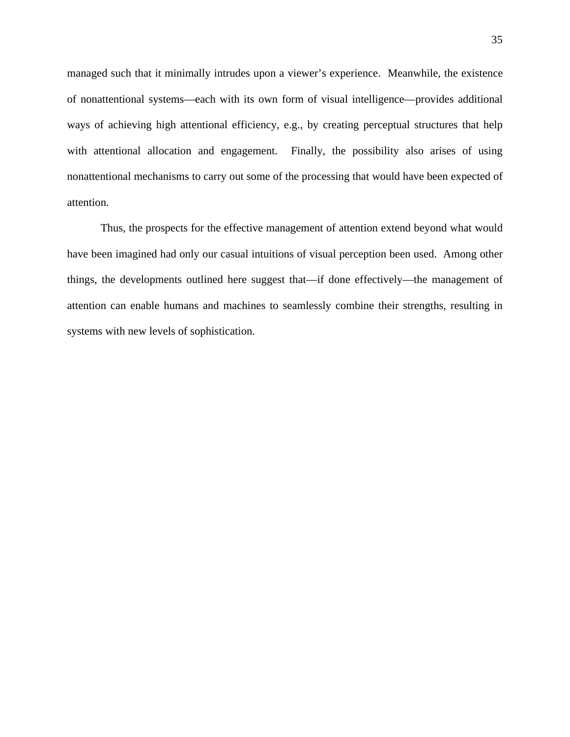managed such that it minimally intrudes upon a viewer's experience. Meanwhile, the existence of nonattentional systems—each with its own form of visual intelligence—provides additional ways of achieving high attentional efficiency, e.g., by creating perceptual structures that help with attentional allocation and engagement. Finally, the possibility also arises of using nonattentional mechanisms to carry out some of the processing that would have been expected of attention.

Thus, the prospects for the effective management of attention extend beyond what would have been imagined had only our casual intuitions of visual perception been used. Among other things, the developments outlined here suggest that—if done effectively—the management of attention can enable humans and machines to seamlessly combine their strengths, resulting in systems with new levels of sophistication.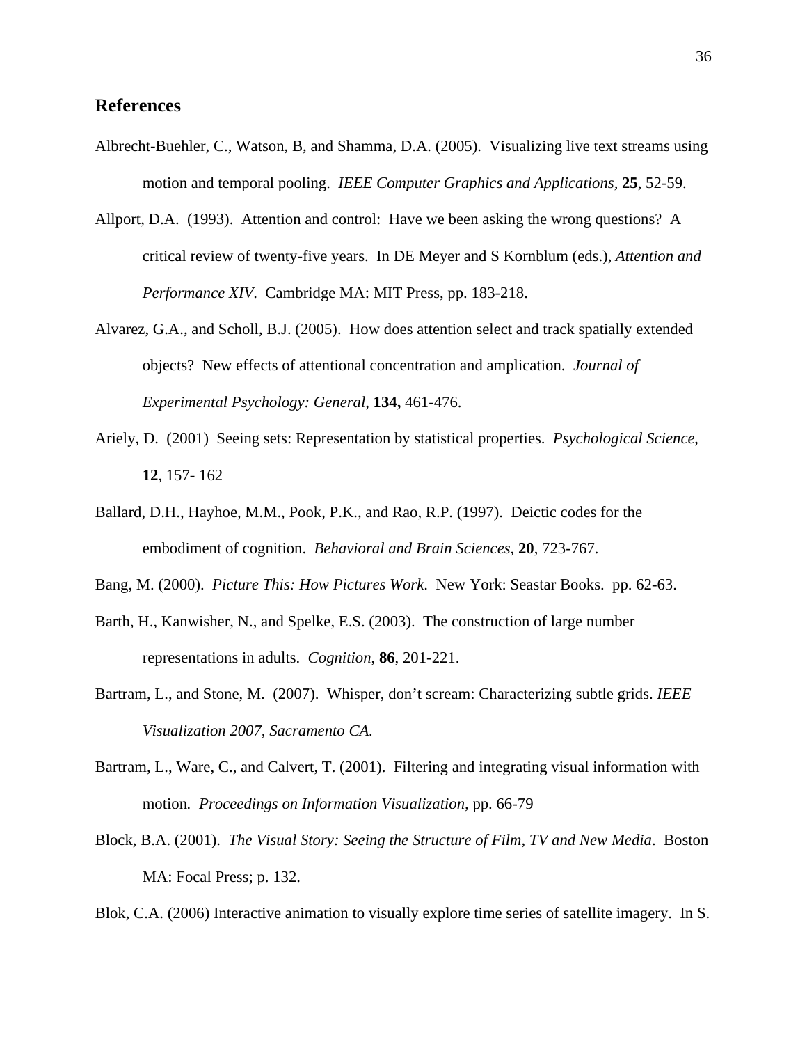## References

Albrecht-Buehler, C., Watson, B, and Shamma, D.A. (2005). Visualizing live text streams using motion and temporal pooling. *IEEE Computer Graphics and Applications*, **25**, 52-59.

Allport, D.A. (1993). Attention and control: Have we been asking the wrong questions? A critical review of twenty-five years. In DE Meyer and S Kornblum (eds.), *Attention and Performance XIV*. Cambridge MA: MIT Press, pp. 183-218.

Alvarez, G.A., and Scholl, B.J. (2005). How does attention select and track spatially extended objects? New effects of attentional concentration and amplication. *Journal of Experimental Psychology: General*, **134,** 461-476.

Ariely, D. (2001) Seeing sets: Representation by statistical properties. *Psychological Science*, **12**, 157- 162

Ballard, D.H., Hayhoe, M.M., Pook, P.K., and Rao, R.P. (1997). Deictic codes for the embodiment of cognition. *Behavioral and Brain Sciences*, **20**, 723-767.

Bang, M. (2000). *Picture This: How Pictures Work*. New York: Seastar Books. pp. 62-63.

Barth, H., Kanwisher, N., and Spelke, E.S. (2003). The construction of large number representations in adults. *Cognition*, **86**, 201-221.

Bartram, L., and Stone, M. (2007). Whisper, don't scream: Characterizing subtle grids. *IEEE Visualization 2007, Sacramento CA.*

Bartram, L., Ware, C., and Calvert, T. (2001). Filtering and integrating visual information with motion*. Proceedings on Information Visualization*, pp. 66-79

Block, B.A. (2001). *The Visual Story: Seeing the Structure of Film, TV and New Media*. Boston MA: Focal Press; p. 132.

Blok, C.A. (2006) Interactive animation to visually explore time series of satellite imagery. In S.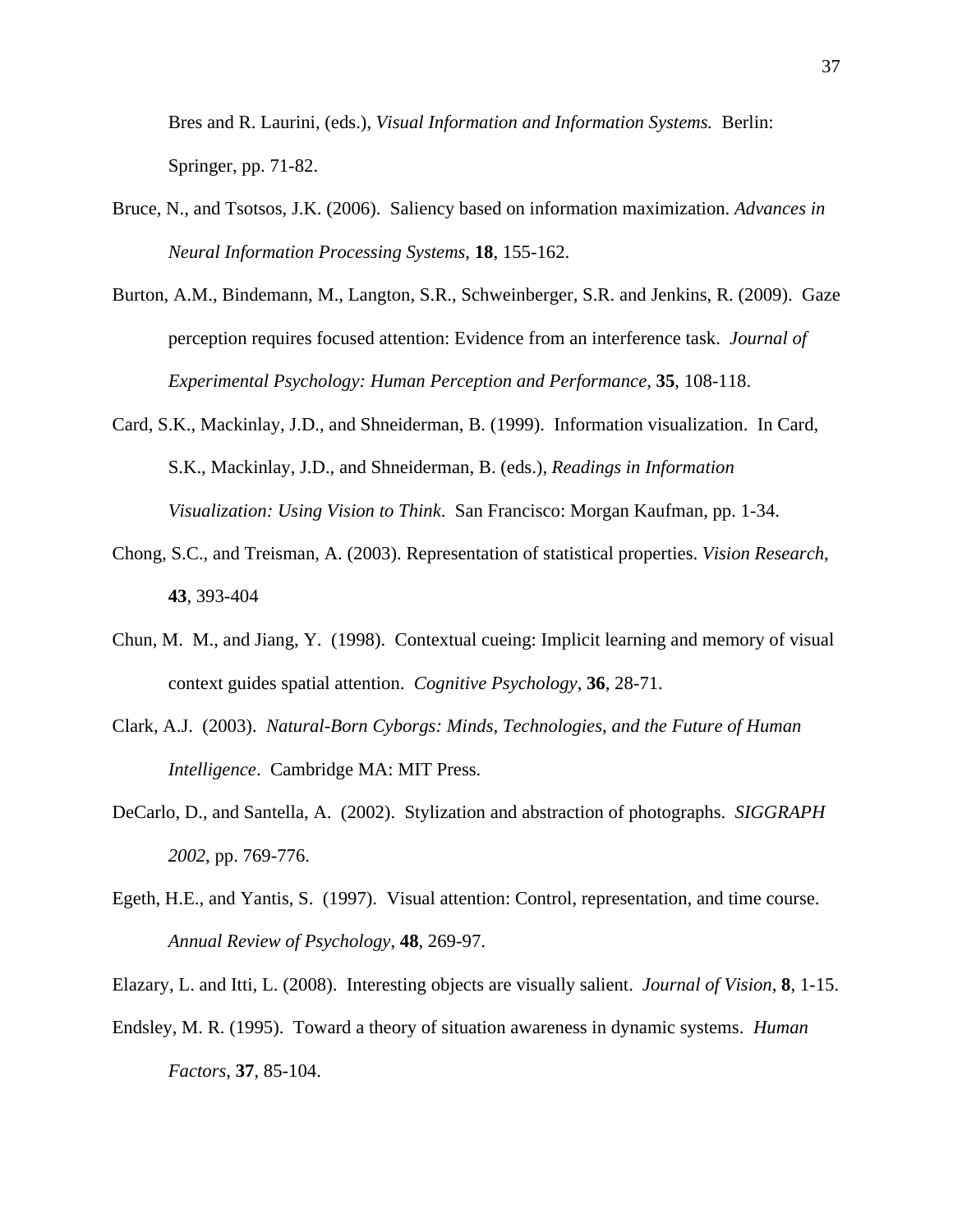Bres and R. Laurini, (eds.), *Visual Information and Information Systems.* Berlin: Springer, pp. 71-82.

Bruce, N., and Tsotsos, J.K. (2006). Saliency based on information maximization. *Advances in Neural Information Processing Systems*, **18**, 155-162.

Burton, A.M., Bindemann, M., Langton, S.R., Schweinberger, S.R. and Jenkins, R. (2009). Gaze perception requires focused attention: Evidence from an interference task. *Journal of Experimental Psychology: Human Perception and Performance*, **35**, 108-118.

Card, S.K., Mackinlay, J.D., and Shneiderman, B. (1999). Information visualization. In Card, S.K., Mackinlay, J.D., and Shneiderman, B. (eds.), *Readings in Information Visualization: Using Vision to Think.* San Francisco: Morgan Kaufman, pp. 1-34.

Chong, S.C., and Treisman, A. (2003). Representation of statistical properties. *Vision Research*, **43**, 393-404

Chun, M. M., and Jiang, Y. (1998). Contextual cueing: Implicit learning and memory of visual context guides spatial attention. *Cognitive Psychology*, **36**, 28-71.

Clark, A.J. (2003). *Natural-Born Cyborgs: Minds, Technologies, and the Future of Human Intelligence*. Cambridge MA: MIT Press.

DeCarlo, D., and Santella, A. (2002). Stylization and abstraction of photographs. *SIGGRAPH 2002*, pp. 769-776.

Egeth, H.E., and Yantis, S. (1997). Visual attention: Control, representation, and time course. *Annual Review of Psychology*, **48**, 269-97.

Elazary, L. and Itti, L. (2008). Interesting objects are visually salient. *Journal of Vision*, **8**, 1-15.

Endsley, M. R. (1995). Toward a theory of situation awareness in dynamic systems. *Human Factors*, **37**, 85-104.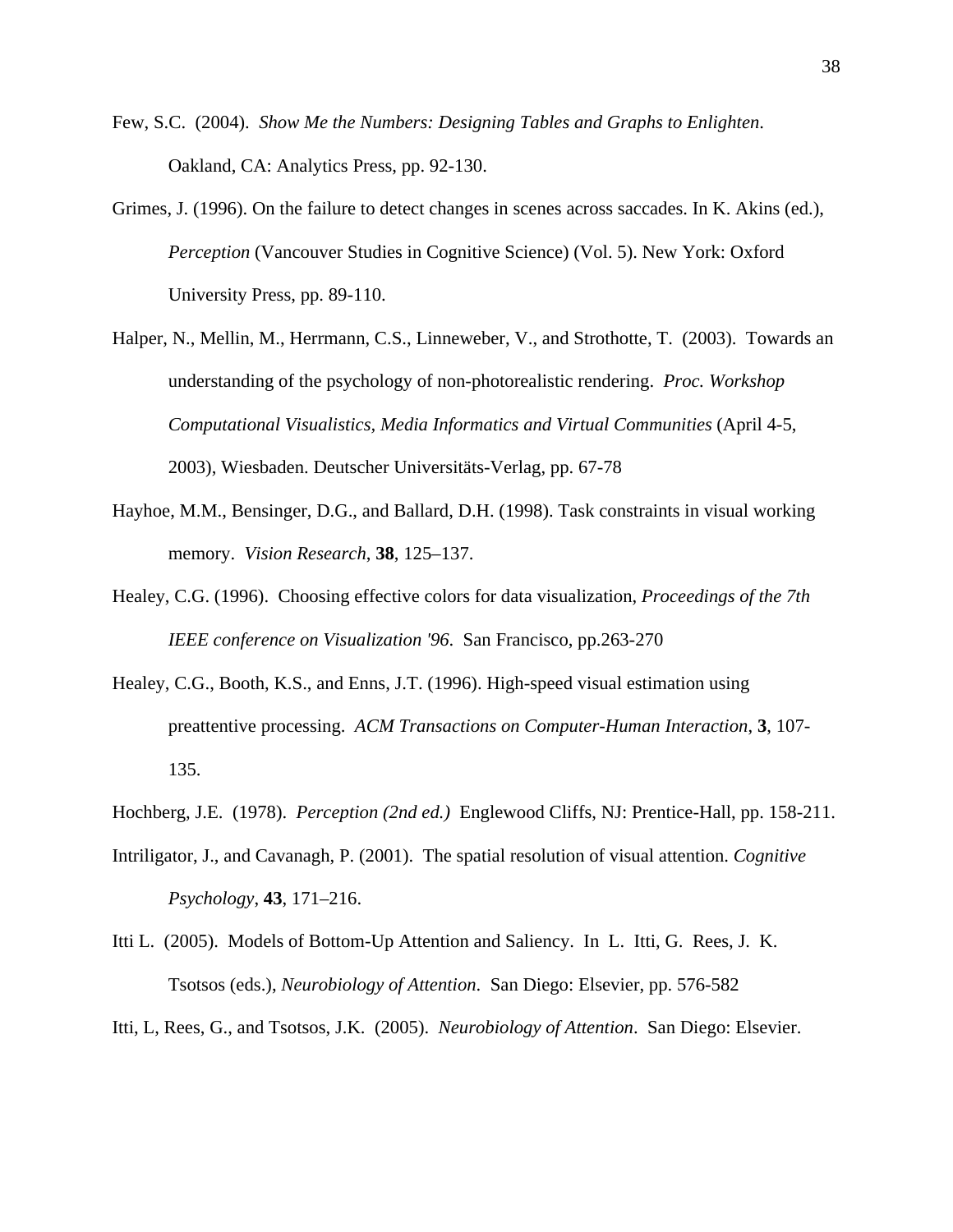Few, S.C. (2004). *Show Me the Numbers: Designing Tables and Graphs to Enlighten*. Oakland, CA: Analytics Press, pp. 92-130.

Grimes, J. (1996). On the failure to detect changes in scenes across saccades. In K. Akins (ed.), *Perception* (Vancouver Studies in Cognitive Science) (Vol. 5). New York: Oxford University Press, pp. 89-110.

Halper, N., Mellin, M., Herrmann, C.S., Linneweber, V., and Strothotte, T. (2003). Towards an understanding of the psychology of non-photorealistic rendering. *Proc. Workshop Computational Visualistics, Media Informatics and Virtual Communities* (April 4-5, 2003), Wiesbaden. Deutscher Universitäts-Verlag, pp. 67-78

Hayhoe, M.M., Bensinger, D.G., and Ballard, D.H. (1998). Task constraints in visual working memory. *Vision Research*, **38**, 125–137.

Healey, C.G. (1996). Choosing effective colors for data visualization, *Proceedings of the 7th IEEE conference on Visualization '96*. San Francisco, pp.263-270

Healey, C.G., Booth, K.S., and Enns, J.T. (1996). High-speed visual estimation using preattentive processing. *ACM Transactions on Computer-Human Interaction*, **3**, 107-135.

Hochberg, J.E. (1978). *Perception (2nd ed.)* Englewood Cliffs, NJ: Prentice-Hall, pp. 158-211.

Intriligator, J., and Cavanagh, P. (2001). The spatial resolution of visual attention. *Cognitive Psychology*, **43**, 171–216.

Itti L. (2005). Models of Bottom-Up Attention and Saliency. In L. Itti, G. Rees, J. K. Tsotsos (eds.), *Neurobiology of Attention*. San Diego: Elsevier, pp. 576-582

Itti, L, Rees, G., and Tsotsos, J.K. (2005). *Neurobiology of Attention*. San Diego: Elsevier.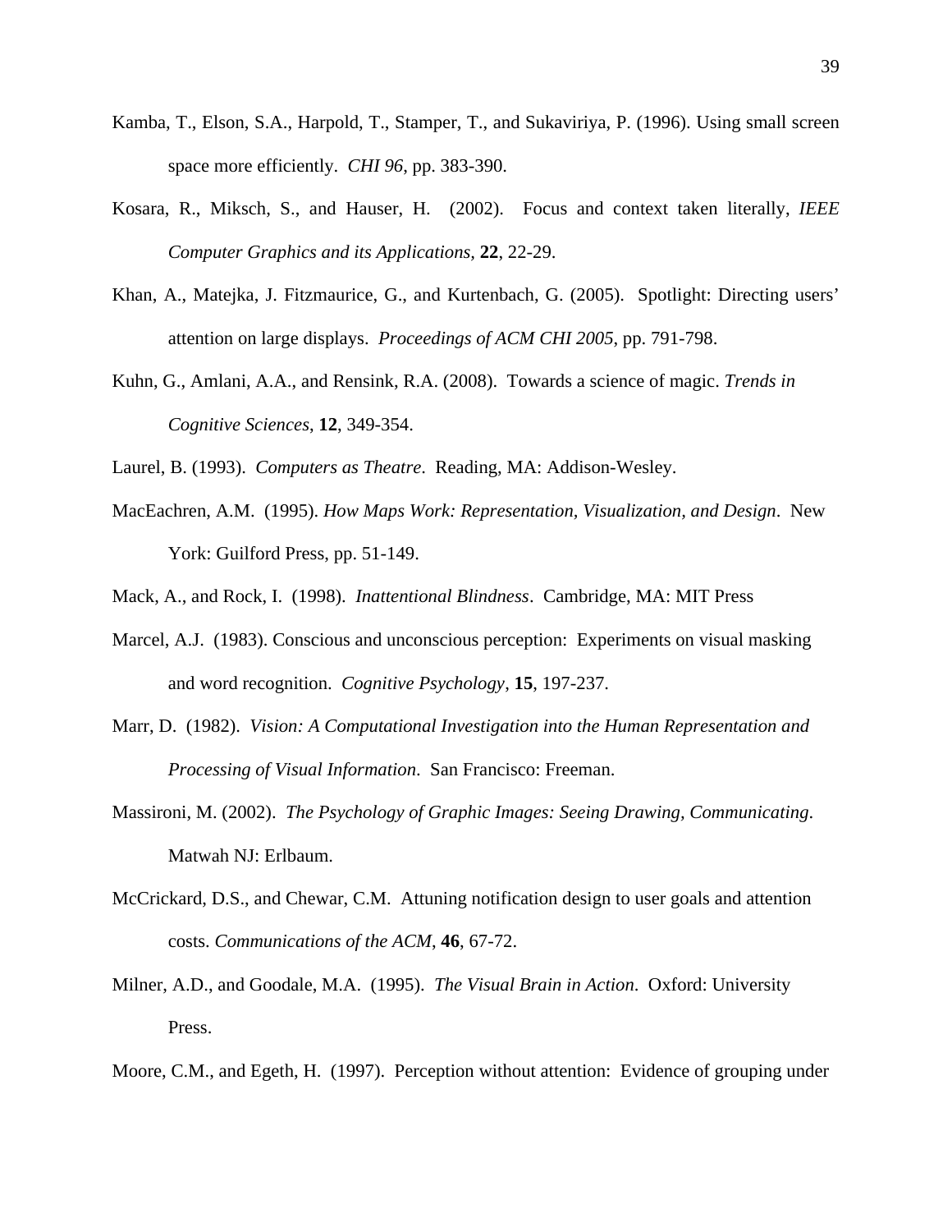Kamba, T., Elson, S.A., Harpold, T., Stamper, T., and Sukaviriya, P. (1996). Using small screen space more efficiently. *CHI 96*, pp. 383-390.

Kosara, R., Miksch, S., and Hauser, H. (2002). Focus and context taken literally, *IEEE Computer Graphics and its Applications*, **22**, 22-29.

Khan, A., Matejka, J. Fitzmaurice, G., and Kurtenbach, G. (2005). Spotlight: Directing users' attention on large displays. *Proceedings of ACM CHI 2005*, pp. 791-798.

Kuhn, G., Amlani, A.A., and Rensink, R.A. (2008). Towards a science of magic. *Trends in Cognitive Sciences*, **12**, 349-354.

Laurel, B. (1993). *Computers as Theatre*. Reading, MA: Addison-Wesley.

MacEachren, A.M. (1995). *How Maps Work: Representation, Visualization, and Design*. New York: Guilford Press, pp. 51-149.

Mack, A., and Rock, I. (1998). *Inattentional Blindness*. Cambridge, MA: MIT Press

Marcel, A.J. (1983). Conscious and unconscious perception: Experiments on visual masking and word recognition. *Cognitive Psychology*, **15**, 197-237.

Marr, D. (1982). *Vision: A Computational Investigation into the Human Representation and Processing of Visual Information*. San Francisco: Freeman.

Massironi, M. (2002). *The Psychology of Graphic Images: Seeing Drawing, Communicating*. Matwah NJ: Erlbaum.

McCrickard, D.S., and Chewar, C.M. Attuning notification design to user goals and attention costs. *Communications of the ACM*, **46**, 67-72.

Milner, A.D., and Goodale, M.A. (1995). *The Visual Brain in Action*. Oxford: University Press.

Moore, C.M., and Egeth, H. (1997). Perception without attention: Evidence of grouping under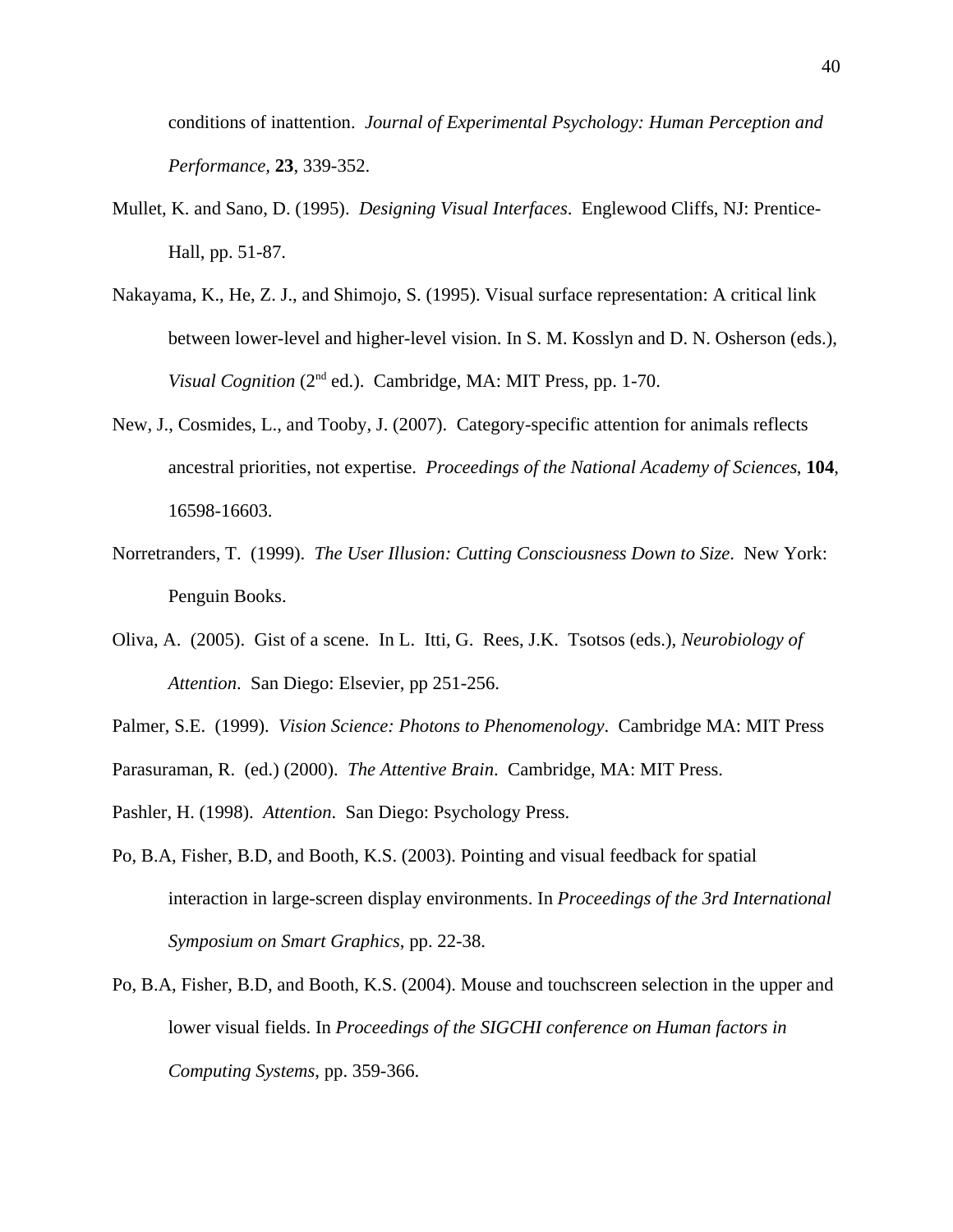conditions of inattention. *Journal of Experimental Psychology: Human Perception and Performance,* **23**, 339-352.

Mullet, K. and Sano, D. (1995). *Designing Visual Interfaces*. Englewood Cliffs, NJ: Prentice-Hall, pp. 51-87.

Nakayama, K., He, Z. J., and Shimojo, S. (1995). Visual surface representation: A critical link between lower-level and higher-level vision. In S. M. Kosslyn and D. N. Osherson (eds.), *Visual Cognition* (2nd ed.). Cambridge, MA: MIT Press, pp. 1-70.

New, J., Cosmides, L., and Tooby, J. (2007). Category-specific attention for animals reflects ancestral priorities, not expertise. *Proceedings of the National Academy of Sciences*, **104**, 16598-16603.

Norretranders, T. (1999). *The User Illusion: Cutting Consciousness Down to Size*. New York: Penguin Books.

Oliva, A. (2005). Gist of a scene. In L. Itti, G. Rees, J.K. Tsotsos (eds.), *Neurobiology of Attention*. San Diego: Elsevier, pp 251-256.

Palmer, S.E. (1999). *Vision Science: Photons to Phenomenology*. Cambridge MA: MIT Press

Parasuraman, R. (ed.) (2000). *The Attentive Brain*. Cambridge, MA: MIT Press.

Pashler, H. (1998). *Attention*. San Diego: Psychology Press.

Po, B.A, Fisher, B.D, and Booth, K.S. (2003). Pointing and visual feedback for spatial interaction in large-screen display environments. In *Proceedings of the 3rd International Symposium on Smart Graphics*, pp. 22-38.

Po, B.A, Fisher, B.D, and Booth, K.S. (2004). Mouse and touchscreen selection in the upper and lower visual fields. In *Proceedings of the SIGCHI conference on Human factors in Computing Systems*, pp. 359-366.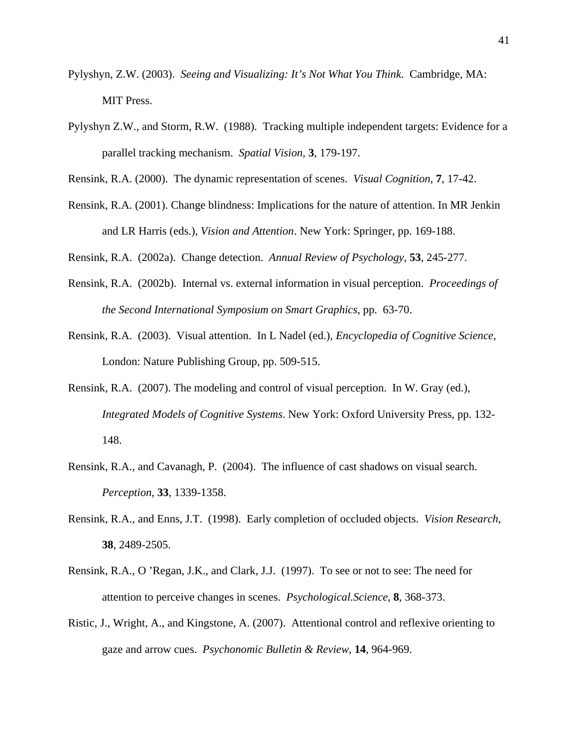Pylyshyn, Z.W. (2003). *Seeing and Visualizing: It's Not What You Think*. Cambridge, MA: MIT Press.

Pylyshyn Z.W., and Storm, R.W. (1988). Tracking multiple independent targets: Evidence for a parallel tracking mechanism. *Spatial Vision,* **3**, 179-197.

Rensink, R.A. (2000). The dynamic representation of scenes. *Visual Cognition*, **7**, 17-42.

Rensink, R.A. (2001). Change blindness: Implications for the nature of attention. In MR Jenkin and LR Harris (eds.), *Vision and Attention*. New York: Springer, pp. 169-188.

Rensink, R.A. (2002a). Change detection. *Annual Review of Psychology*, **53**, 245-277.

Rensink, R.A. (2002b). Internal vs. external information in visual perception. *Proceedings of the Second International Symposium on Smart Graphics*, pp. 63-70.

Rensink, R.A. (2003). Visual attention. In L Nadel (ed.), *Encyclopedia of Cognitive Science*, London: Nature Publishing Group, pp. 509-515.

Rensink, R.A. (2007). The modeling and control of visual perception. In W. Gray (ed.), *Integrated Models of Cognitive Systems*. New York: Oxford University Press, pp. 132-148.

Rensink, R.A., and Cavanagh, P. (2004). The influence of cast shadows on visual search. *Perception*, **33**, 1339-1358.

Rensink, R.A., and Enns, J.T. (1998). Early completion of occluded objects. *Vision Research*, **38**, 2489-2505.

Rensink, R.A., O 'Regan, J.K., and Clark, J.J. (1997). To see or not to see: The need for attention to perceive changes in scenes. *Psychological.Science*, **8**, 368-373.

Ristic, J., Wright, A., and Kingstone, A. (2007). Attentional control and reflexive orienting to gaze and arrow cues. *Psychonomic Bulletin & Review*, **14**, 964-969.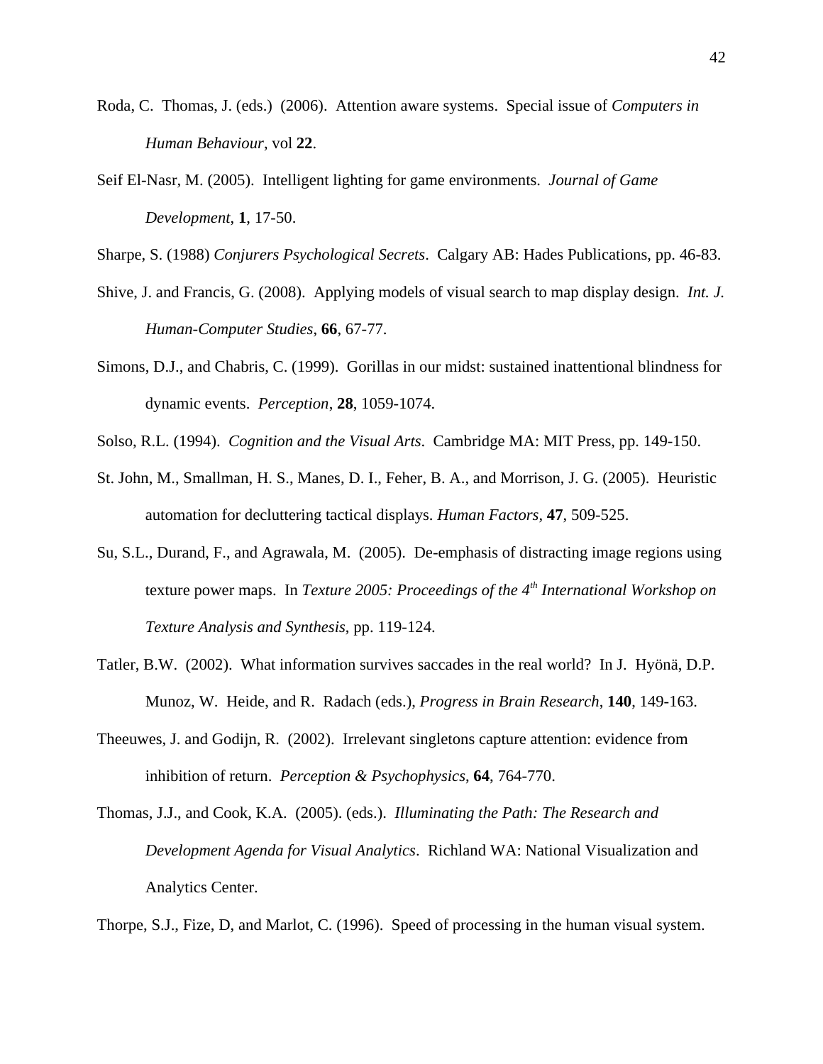Roda, C. Thomas, J. (eds.) (2006). Attention aware systems. Special issue of *Computers in Human Behaviour*, vol **22**.

Seif El-Nasr, M. (2005). Intelligent lighting for game environments. *Journal of Game Development*, **1**, 17-50.

Sharpe, S. (1988) *Conjurers Psychological Secrets*. Calgary AB: Hades Publications, pp. 46-83.

Shive, J. and Francis, G. (2008). Applying models of visual search to map display design. *Int. J. Human-Computer Studies*, **66**, 67-77.

Simons, D.J., and Chabris, C. (1999). Gorillas in our midst: sustained inattentional blindness for dynamic events. *Perception*, **28**, 1059-1074.

Solso, R.L. (1994). *Cognition and the Visual Arts*. Cambridge MA: MIT Press, pp. 149-150.

St. John, M., Smallman, H. S., Manes, D. I., Feher, B. A., and Morrison, J. G. (2005). Heuristic automation for decluttering tactical displays. *Human Factors*, **47**, 509-525.

Su, S.L., Durand, F., and Agrawala, M. (2005). De-emphasis of distracting image regions using texture power maps. In *Texture 2005: Proceedings of the 4th International Workshop on Texture Analysis and Synthesis*, pp. 119-124.

Tatler, B.W. (2002). What information survives saccades in the real world? In J. Hyönä, D.P. Munoz, W. Heide, and R. Radach (eds.), *Progress in Brain Research*, **140**, 149-163.

Theeuwes, J. and Godijn, R. (2002). Irrelevant singletons capture attention: evidence from inhibition of return. *Perception & Psychophysics*, **64**, 764-770.

Thomas, J.J., and Cook, K.A. (2005). (eds.). *Illuminating the Path: The Research and Development Agenda for Visual Analytics*. Richland WA: National Visualization and Analytics Center.

Thorpe, S.J., Fize, D, and Marlot, C. (1996). Speed of processing in the human visual system.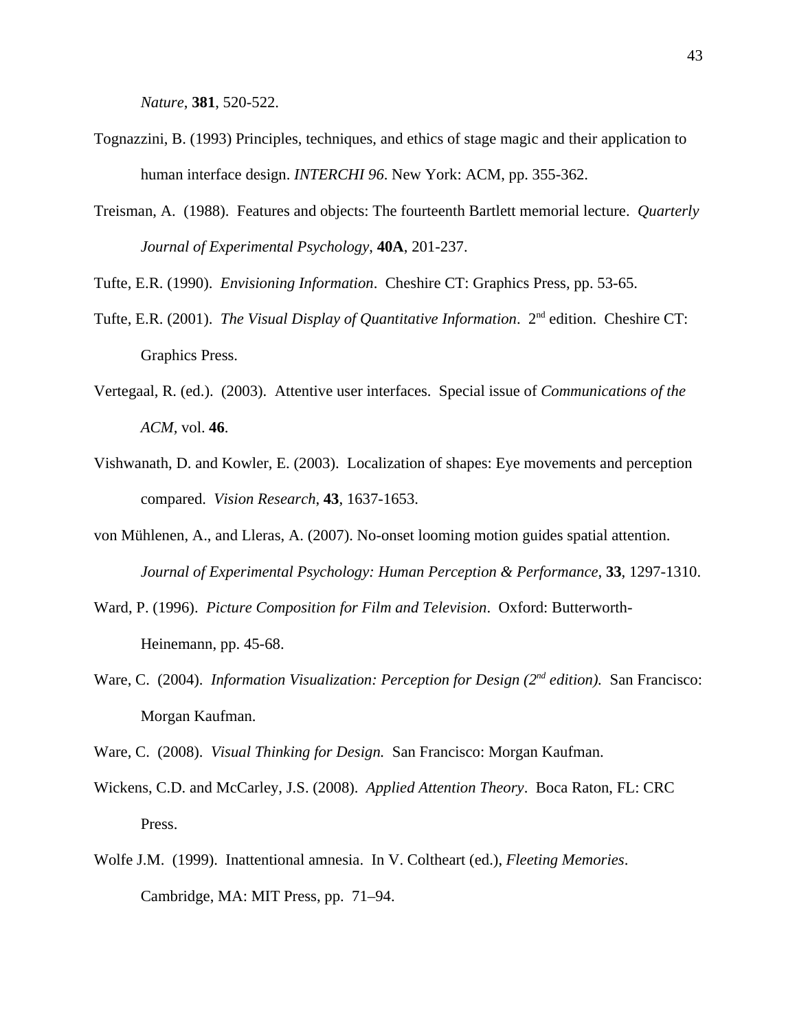*Nature*, **381**, 520-522.

Tognazzini, B. (1993) Principles, techniques, and ethics of stage magic and their application to human interface design. *INTERCHI 96*. New York: ACM, pp. 355-362.

Treisman, A. (1988). Features and objects: The fourteenth Bartlett memorial lecture. *Quarterly Journal of Experimental Psychology*, **40A**, 201-237.

Tufte, E.R. (1990). *Envisioning Information*. Cheshire CT: Graphics Press, pp. 53-65.

Tufte, E.R. (2001). *The Visual Display of Quantitative Information*. 2nd edition. Cheshire CT: Graphics Press.

Vertegaal, R. (ed.). (2003). Attentive user interfaces. Special issue of *Communications of the ACM*, vol. **46**.

Vishwanath, D. and Kowler, E. (2003). Localization of shapes: Eye movements and perception compared. *Vision Research*, **43**, 1637-1653.

von Mühlenen, A., and Lleras, A. (2007). No-onset looming motion guides spatial attention. *Journal of Experimental Psychology: Human Perception & Performance*, **33**, 1297-1310.

Ward, P. (1996). *Picture Composition for Film and Television*. Oxford: Butterworth-Heinemann, pp. 45-68.

Ware, C. (2004). *Information Visualization: Perception for Design (2nd edition).* San Francisco: Morgan Kaufman.

Ware, C. (2008). *Visual Thinking for Design.* San Francisco: Morgan Kaufman.

Wickens, C.D. and McCarley, J.S. (2008). *Applied Attention Theory*. Boca Raton, FL: CRC Press.

Wolfe J.M. (1999). Inattentional amnesia. In V. Coltheart (ed.), *Fleeting Memories*. Cambridge, MA: MIT Press, pp. 71–94.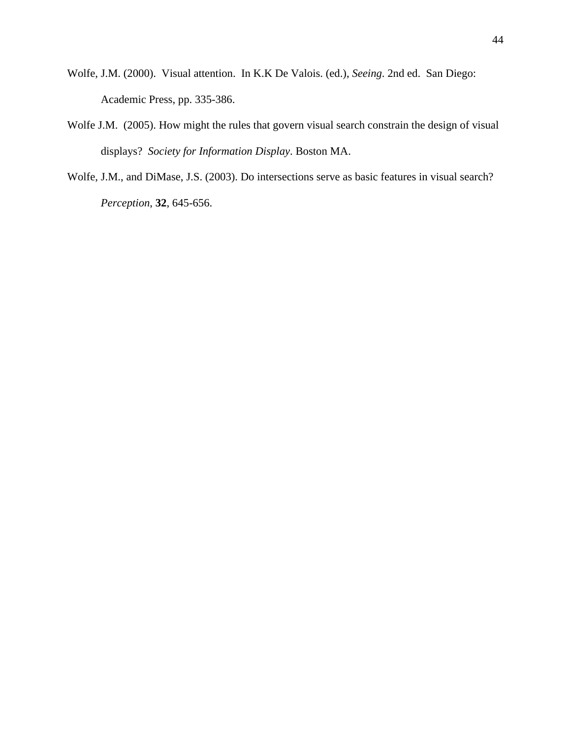Wolfe, J.M. (2000). Visual attention. In K.K De Valois. (ed.), *Seeing*. 2nd ed. San Diego: Academic Press, pp. 335-386.

Wolfe J.M. (2005). How might the rules that govern visual search constrain the design of visual displays? *Society for Information Display*. Boston MA.

Wolfe, J.M., and DiMase, J.S. (2003). Do intersections serve as basic features in visual search? *Perception*, **32**, 645-656.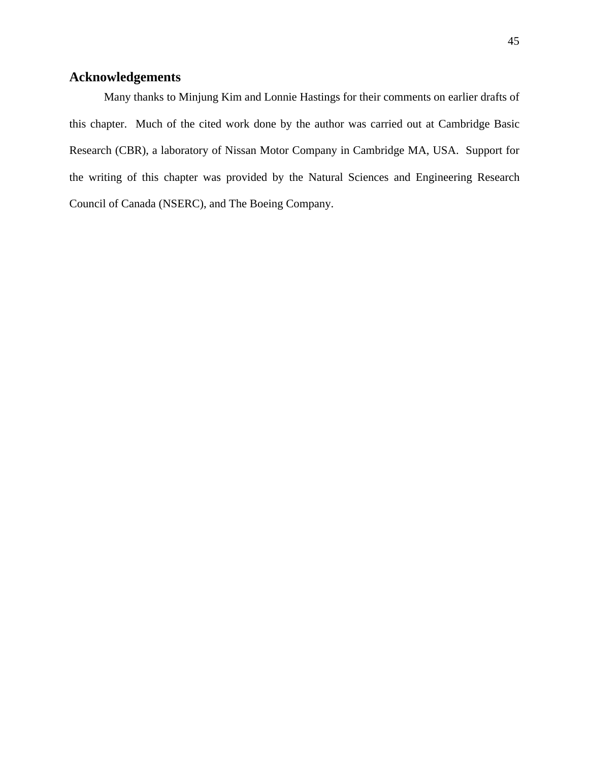## Acknowledgements

Many thanks to Minjung Kim and Lonnie Hastings for their comments on earlier drafts of this chapter. Much of the cited work done by the author was carried out at Cambridge Basic Research (CBR), a laboratory of Nissan Motor Company in Cambridge MA, USA. Support for the writing of this chapter was provided by the Natural Sciences and Engineering Research Council of Canada (NSERC), and The Boeing Company.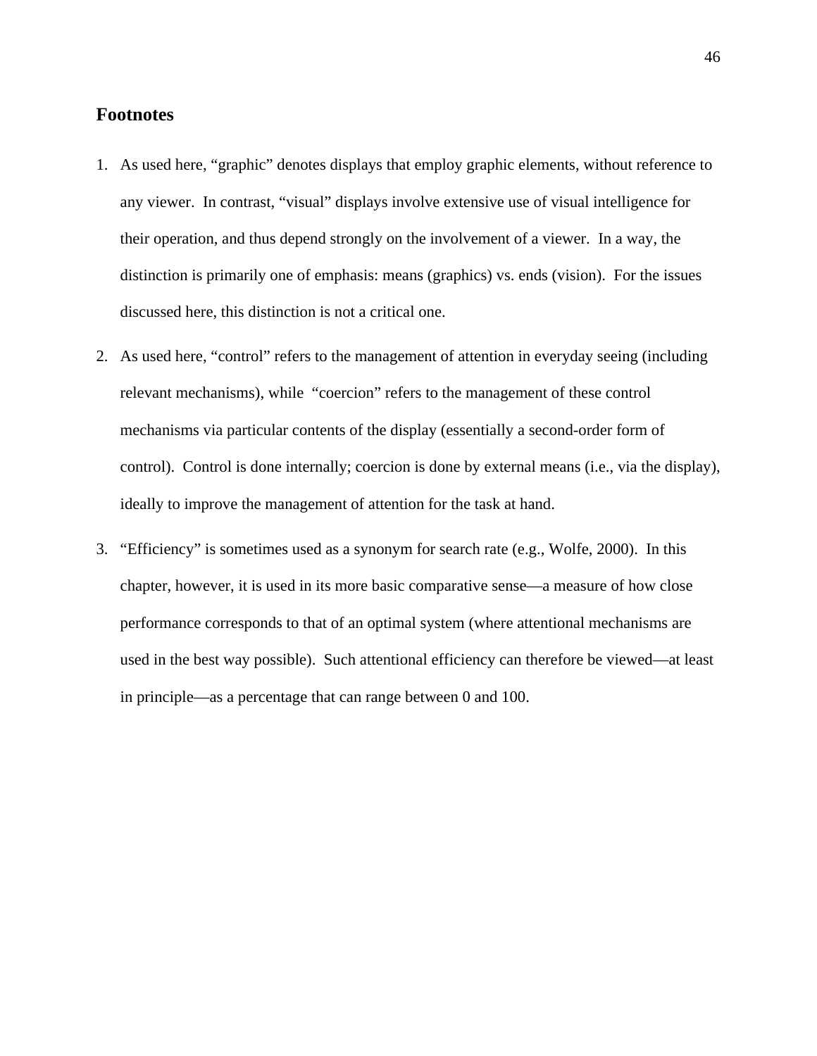## Footnotes

1. As used here, "graphic" denotes displays that employ graphic elements, without reference to any viewer. In contrast, "visual" displays involve extensive use of visual intelligence for their operation, and thus depend strongly on the involvement of a viewer. In a way, the distinction is primarily one of emphasis: means (graphics) vs. ends (vision). For the issues discussed here, this distinction is not a critical one.

2. As used here, "control" refers to the management of attention in everyday seeing (including relevant mechanisms), while "coercion" refers to the management of these control mechanisms via particular contents of the display (essentially a second-order form of control). Control is done internally; coercion is done by external means (i.e., via the display), ideally to improve the management of attention for the task at hand.

3. "Efficiency" is sometimes used as a synonym for search rate (e.g., Wolfe, 2000). In this chapter, however, it is used in its more basic comparative sense—a measure of how close performance corresponds to that of an optimal system (where attentional mechanisms are used in the best way possible). Such attentional efficiency can therefore be viewed—at least in principle—as a percentage that can range between 0 and 100.